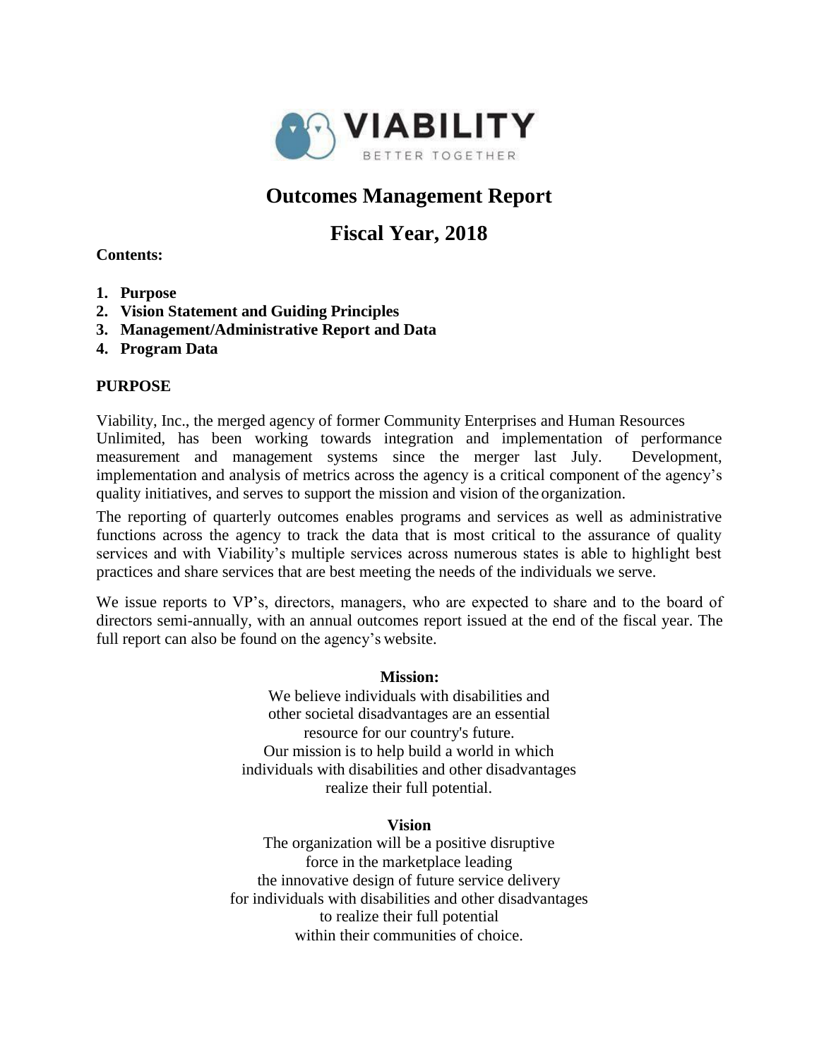VIABILITY

BETTER TOGETHER

# Outcomes Management Report

# Fiscal Year, 2018

**Contents:**

1. **Purpose**
2. **Vision Statement and Guiding Principles**
3. **Management/Administrative Report and Data**
4. **Program Data**

## PURPOSE

Viability, Inc., the merged agency of former Community Enterprises and Human Resources Unlimited, has been working towards integration and implementation of performance measurement and management systems since the merger last July. Development, implementation and analysis of metrics across the agency is a critical component of the agency's quality initiatives, and serves to support the mission and vision of the organization.

The reporting of quarterly outcomes enables programs and services as well as administrative functions across the agency to track the data that is most critical to the assurance of quality services and with Viability's multiple services across numerous states is able to highlight best practices and share services that are best meeting the needs of the individuals we serve.

We issue reports to VP's, directors, managers, who are expected to share and to the board of directors semi-annually, with an annual outcomes report issued at the end of the fiscal year. The full report can also be found on the agency's website.

**Mission:**

We believe individuals with disabilities and other societal disadvantages are an essential resource for our country's future. Our mission is to help build a world in which individuals with disabilities and other disadvantages realize their full potential.

**Vision**

The organization will be a positive disruptive force in the marketplace leading the innovative design of future service delivery for individuals with disabilities and other disadvantages to realize their full potential within their communities of choice.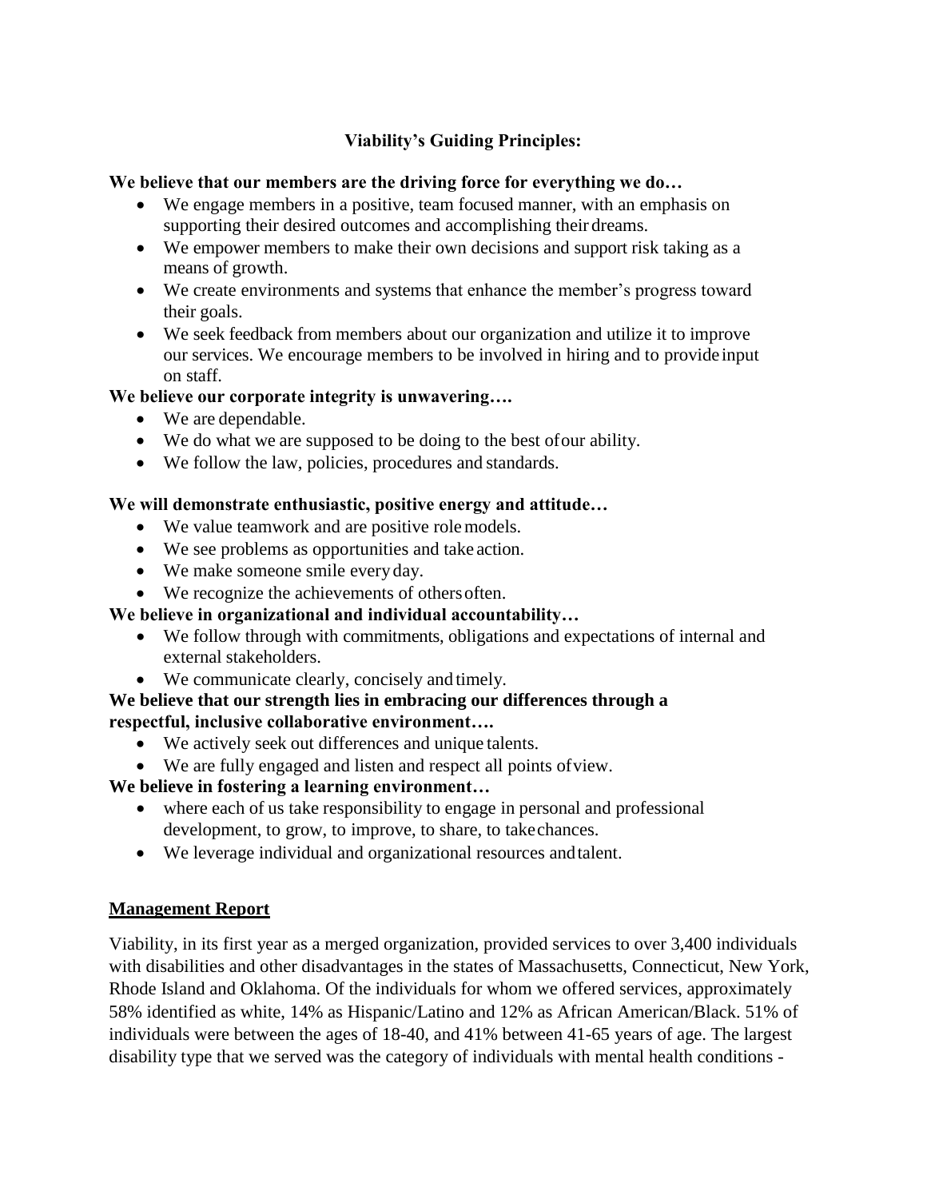## Viability's Guiding Principles:

**We believe that our members are the driving force for everything we do…**

- We engage members in a positive, team focused manner, with an emphasis on supporting their desired outcomes and accomplishing their dreams.
- We empower members to make their own decisions and support risk taking as a means of growth.
- We create environments and systems that enhance the member's progress toward their goals.
- We seek feedback from members about our organization and utilize it to improve our services. We encourage members to be involved in hiring and to provide input on staff.

**We believe our corporate integrity is unwavering….**

- We are dependable.
- We do what we are supposed to be doing to the best of our ability.
- We follow the law, policies, procedures and standards.

**We will demonstrate enthusiastic, positive energy and attitude…**

- We value teamwork and are positive role models.
- We see problems as opportunities and take action.
- We make someone smile every day.
- We recognize the achievements of others often.

**We believe in organizational and individual accountability…**

- We follow through with commitments, obligations and expectations of internal and external stakeholders.
- We communicate clearly, concisely and timely.

**We believe that our strength lies in embracing our differences through a respectful, inclusive collaborative environment….**

- We actively seek out differences and unique talents.
- We are fully engaged and listen and respect all points of view.

**We believe in fostering a learning environment…**

- where each of us take responsibility to engage in personal and professional development, to grow, to improve, to share, to take chances.
- We leverage individual and organizational resources and talent.

## Management Report

Viability, in its first year as a merged organization, provided services to over 3,400 individuals with disabilities and other disadvantages in the states of Massachusetts, Connecticut, New York, Rhode Island and Oklahoma. Of the individuals for whom we offered services, approximately 58% identified as white, 14% as Hispanic/Latino and 12% as African American/Black. 51% of individuals were between the ages of 18-40, and 41% between 41-65 years of age. The largest disability type that we served was the category of individuals with mental health conditions -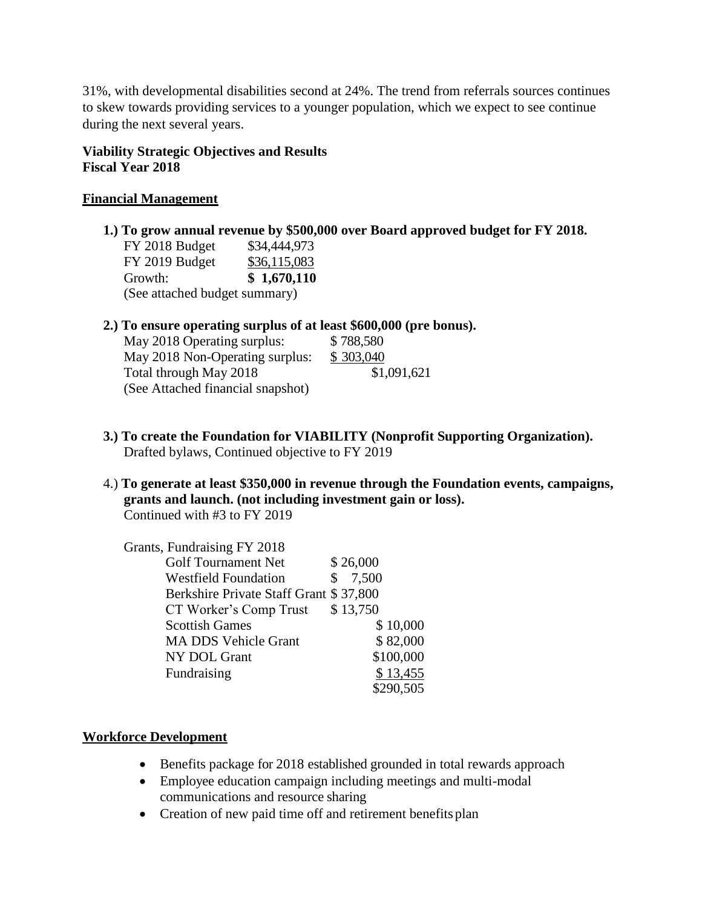31%, with developmental disabilities second at 24%. The trend from referrals sources continues to skew towards providing services to a younger population, which we expect to see continue during the next several years.

**Viability Strategic Objectives and Results**
**Fiscal Year 2018**

**Financial Management**

**1.) To grow annual revenue by $500,000 over Board approved budget for FY 2018.**

| | |
|---|---|
| FY 2018 Budget | $34,444,973 |
| FY 2019 Budget | $36,115,083 |
| Growth: | **$ 1,670,110** |

(See attached budget summary)

**2.) To ensure operating surplus of at least $600,000 (pre bonus).**

| | | |
|---|---|---|
| May 2018 Operating surplus: | $ 788,580 | |
| May 2018 Non-Operating surplus: | $ 303,040 | |
| Total through May 2018 | | $1,091,621 |

(See Attached financial snapshot)

**3.) To create the Foundation for VIABILITY (Nonprofit Supporting Organization).**
Drafted bylaws, Continued objective to FY 2019

4.) **To generate at least $350,000 in revenue through the Foundation events, campaigns, grants and launch. (not including investment gain or loss).**
Continued with #3 to FY 2019

Grants, Fundraising FY 2018

| | | |
|---|---|---|
| Golf Tournament Net | $ 26,000 | |
| Westfield Foundation | $ 7,500 | |
| Berkshire Private Staff Grant | $ 37,800 | |
| CT Worker's Comp Trust | $ 13,750 | |
| Scottish Games | | $ 10,000 |
| MA DDS Vehicle Grant | | $ 82,000 |
| NY DOL Grant | | $100,000 |
| Fundraising | | $ 13,455 |
| | | $290,505 |

**Workforce Development**

- Benefits package for 2018 established grounded in total rewards approach
- Employee education campaign including meetings and multi-modal communications and resource sharing
- Creation of new paid time off and retirement benefits plan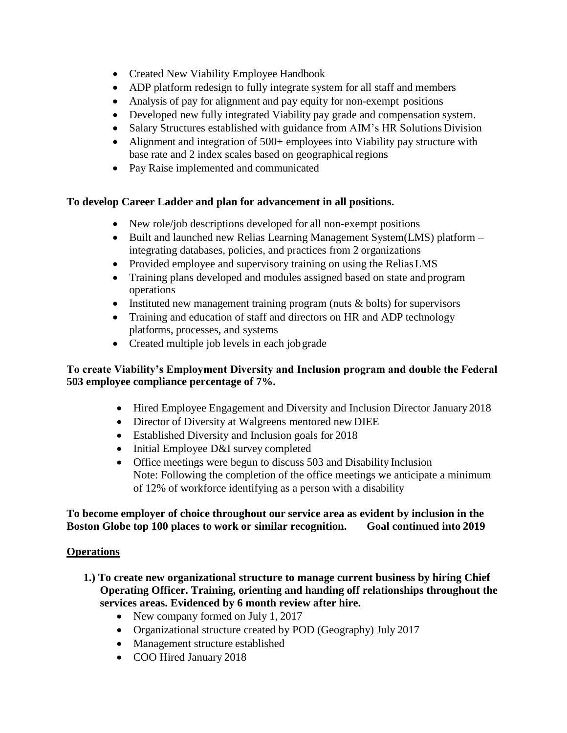- Created New Viability Employee Handbook
- ADP platform redesign to fully integrate system for all staff and members
- Analysis of pay for alignment and pay equity for non-exempt positions
- Developed new fully integrated Viability pay grade and compensation system.
- Salary Structures established with guidance from AIM's HR Solutions Division
- Alignment and integration of 500+ employees into Viability pay structure with base rate and 2 index scales based on geographical regions
- Pay Raise implemented and communicated

**To develop Career Ladder and plan for advancement in all positions.**

- New role/job descriptions developed for all non-exempt positions
- Built and launched new Relias Learning Management System(LMS) platform – integrating databases, policies, and practices from 2 organizations
- Provided employee and supervisory training on using the Relias LMS
- Training plans developed and modules assigned based on state and program operations
- Instituted new management training program (nuts & bolts) for supervisors
- Training and education of staff and directors on HR and ADP technology platforms, processes, and systems
- Created multiple job levels in each job grade

**To create Viability's Employment Diversity and Inclusion program and double the Federal 503 employee compliance percentage of 7%.**

- Hired Employee Engagement and Diversity and Inclusion Director January 2018
- Director of Diversity at Walgreens mentored new DIEE
- Established Diversity and Inclusion goals for 2018
- Initial Employee D&I survey completed
- Office meetings were begun to discuss 503 and Disability Inclusion
  Note: Following the completion of the office meetings we anticipate a minimum of 12% of workforce identifying as a person with a disability

**To become employer of choice throughout our service area as evident by inclusion in the Boston Globe top 100 places to work or similar recognition. Goal continued into 2019**

## Operations

**1.) To create new organizational structure to manage current business by hiring Chief Operating Officer. Training, orienting and handing off relationships throughout the services areas. Evidenced by 6 month review after hire.**

- New company formed on July 1, 2017
- Organizational structure created by POD (Geography) July 2017
- Management structure established
- COO Hired January 2018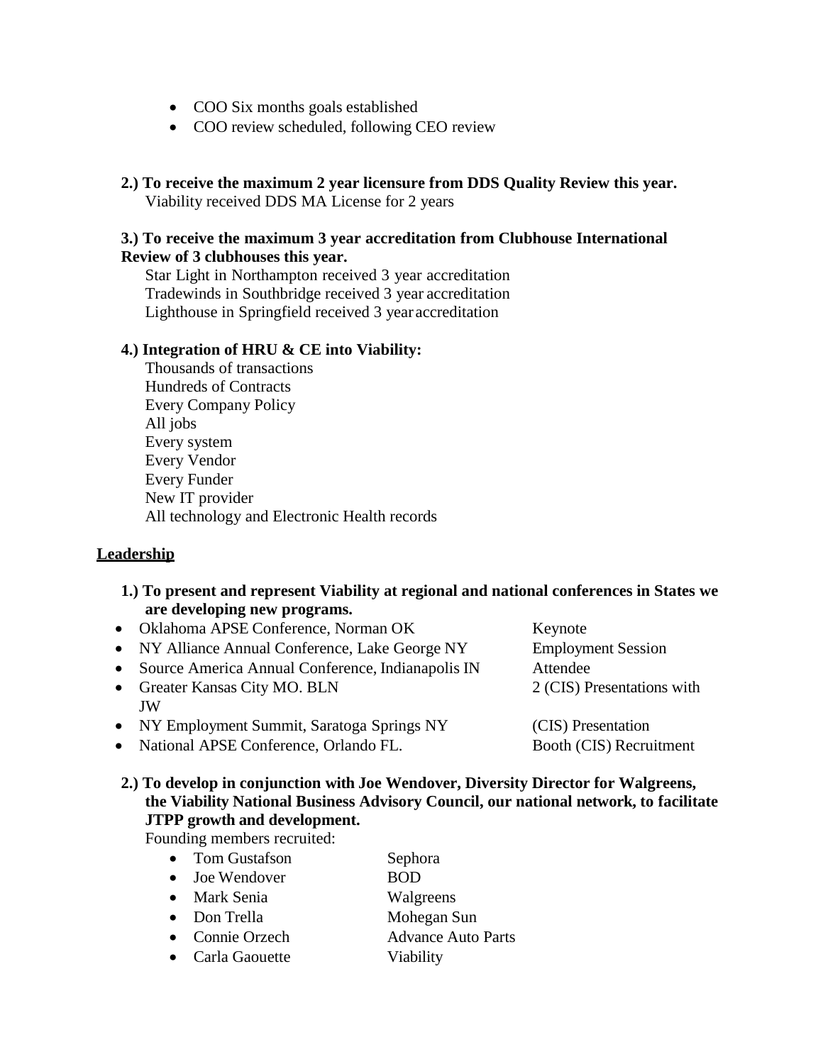- COO Six months goals established
- COO review scheduled, following CEO review

**2.) To receive the maximum 2 year licensure from DDS Quality Review this year.**
Viability received DDS MA License for 2 years

**3.) To receive the maximum 3 year accreditation from Clubhouse International Review of 3 clubhouses this year.**
Star Light in Northampton received 3 year accreditation
Tradewinds in Southbridge received 3 year accreditation
Lighthouse in Springfield received 3 year accreditation

**4.) Integration of HRU & CE into Viability:**
Thousands of transactions
Hundreds of Contracts
Every Company Policy
All jobs
Every system
Every Vendor
Every Funder
New IT provider
All technology and Electronic Health records

## Leadership

**1.) To present and represent Viability at regional and national conferences in States we are developing new programs.**

| | |
|---|---|
| Oklahoma APSE Conference, Norman OK | Keynote |
| NY Alliance Annual Conference, Lake George NY | Employment Session |
| Source America Annual Conference, Indianapolis IN | Attendee |
| Greater Kansas City MO. BLN | 2 (CIS) Presentations with JW |
| NY Employment Summit, Saratoga Springs NY | (CIS) Presentation |
| National APSE Conference, Orlando FL. | Booth (CIS) Recruitment |

**2.) To develop in conjunction with Joe Wendover, Diversity Director for Walgreens, the Viability National Business Advisory Council, our national network, to facilitate JTPP growth and development.**
Founding members recruited:

| | |
|---|---|
| Tom Gustafson | Sephora |
| Joe Wendover | BOD |
| Mark Senia | Walgreens |
| Don Trella | Mohegan Sun |
| Connie Orzech | Advance Auto Parts |
| Carla Gaouette | Viability |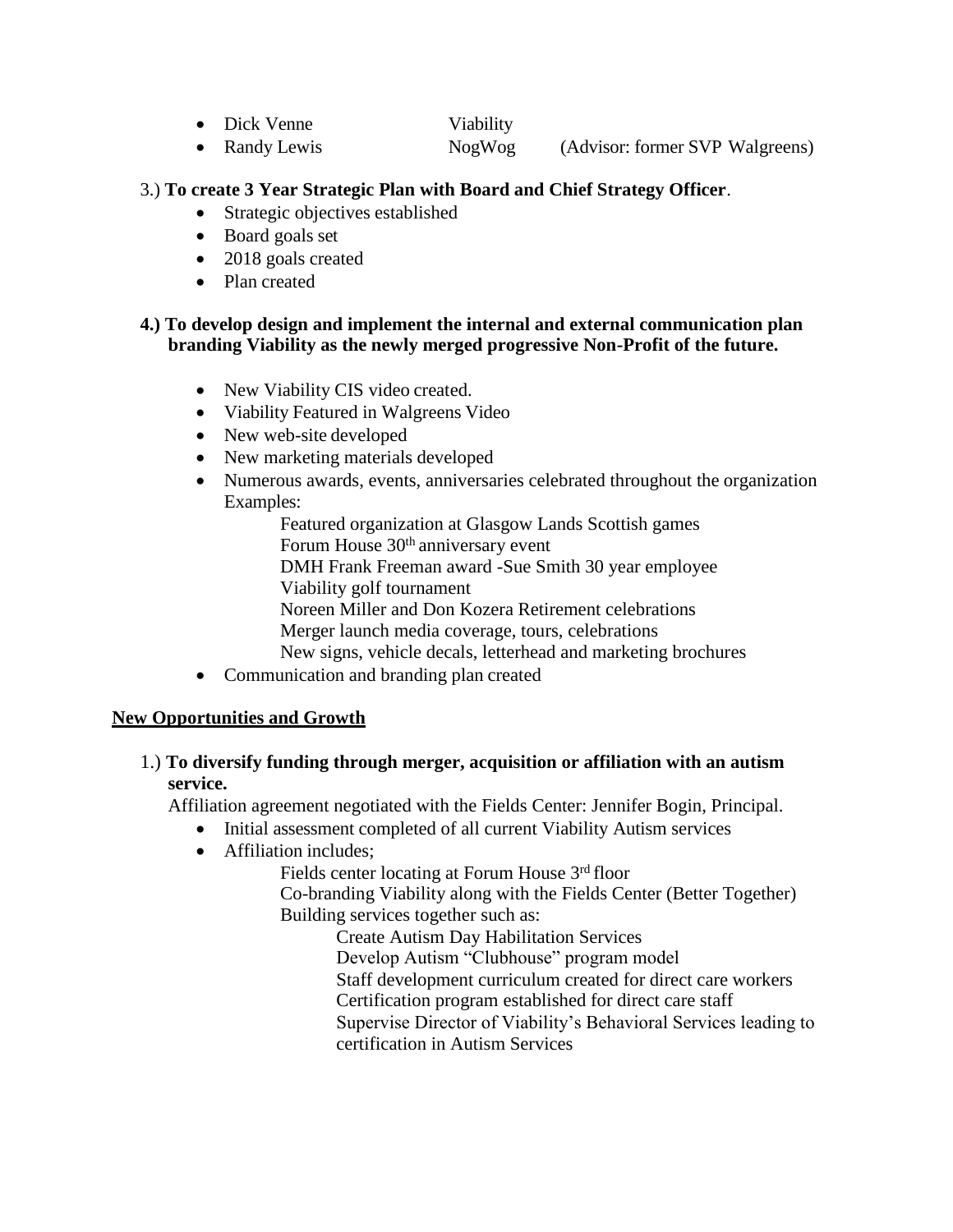- Dick Venne        Viability
- Randy Lewis        NogWog        (Advisor: former SVP Walgreens)

3.) **To create 3 Year Strategic Plan with Board and Chief Strategy Officer**.

- Strategic objectives established
- Board goals set
- 2018 goals created
- Plan created

**4.) To develop design and implement the internal and external communication plan branding Viability as the newly merged progressive Non-Profit of the future.**

- New Viability CIS video created.
- Viability Featured in Walgreens Video
- New web-site developed
- New marketing materials developed
- Numerous awards, events, anniversaries celebrated throughout the organization Examples:
  - Featured organization at Glasgow Lands Scottish games
  - Forum House 30th anniversary event
  - DMH Frank Freeman award -Sue Smith 30 year employee
  - Viability golf tournament
  - Noreen Miller and Don Kozera Retirement celebrations
  - Merger launch media coverage, tours, celebrations
  - New signs, vehicle decals, letterhead and marketing brochures
- Communication and branding plan created

## New Opportunities and Growth

1.) **To diversify funding through merger, acquisition or affiliation with an autism service.**

Affiliation agreement negotiated with the Fields Center: Jennifer Bogin, Principal.

- Initial assessment completed of all current Viability Autism services
- Affiliation includes;
  - Fields center locating at Forum House 3rd floor
  - Co-branding Viability along with the Fields Center (Better Together)
  - Building services together such as:
    - Create Autism Day Habilitation Services
    - Develop Autism "Clubhouse" program model
    - Staff development curriculum created for direct care workers
    - Certification program established for direct care staff
    - Supervise Director of Viability's Behavioral Services leading to certification in Autism Services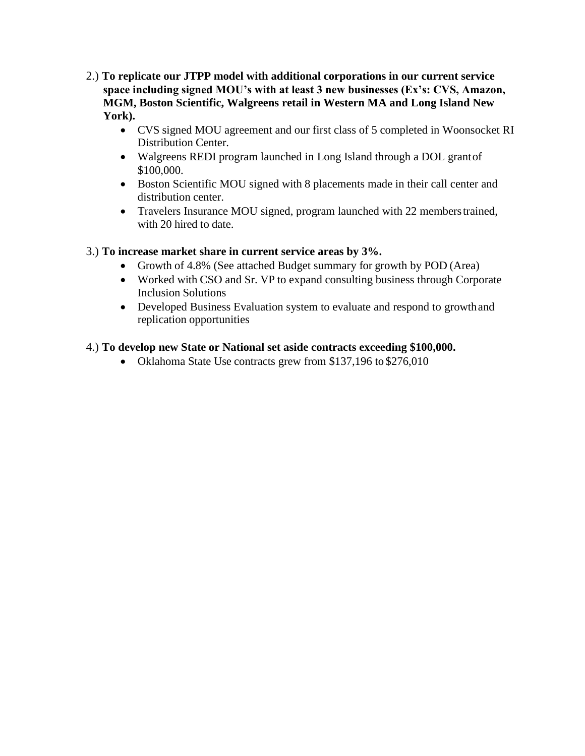2.) **To replicate our JTPP model with additional corporations in our current service space including signed MOU's with at least 3 new businesses (Ex's: CVS, Amazon, MGM, Boston Scientific, Walgreens retail in Western MA and Long Island New York).**

- CVS signed MOU agreement and our first class of 5 completed in Woonsocket RI Distribution Center.
- Walgreens REDI program launched in Long Island through a DOL grant of $100,000.
- Boston Scientific MOU signed with 8 placements made in their call center and distribution center.
- Travelers Insurance MOU signed, program launched with 22 members trained, with 20 hired to date.

3.) **To increase market share in current service areas by 3%.**

- Growth of 4.8% (See attached Budget summary for growth by POD (Area)
- Worked with CSO and Sr. VP to expand consulting business through Corporate Inclusion Solutions
- Developed Business Evaluation system to evaluate and respond to growth and replication opportunities

4.) **To develop new State or National set aside contracts exceeding $100,000.**

- Oklahoma State Use contracts grew from $137,196 to $276,010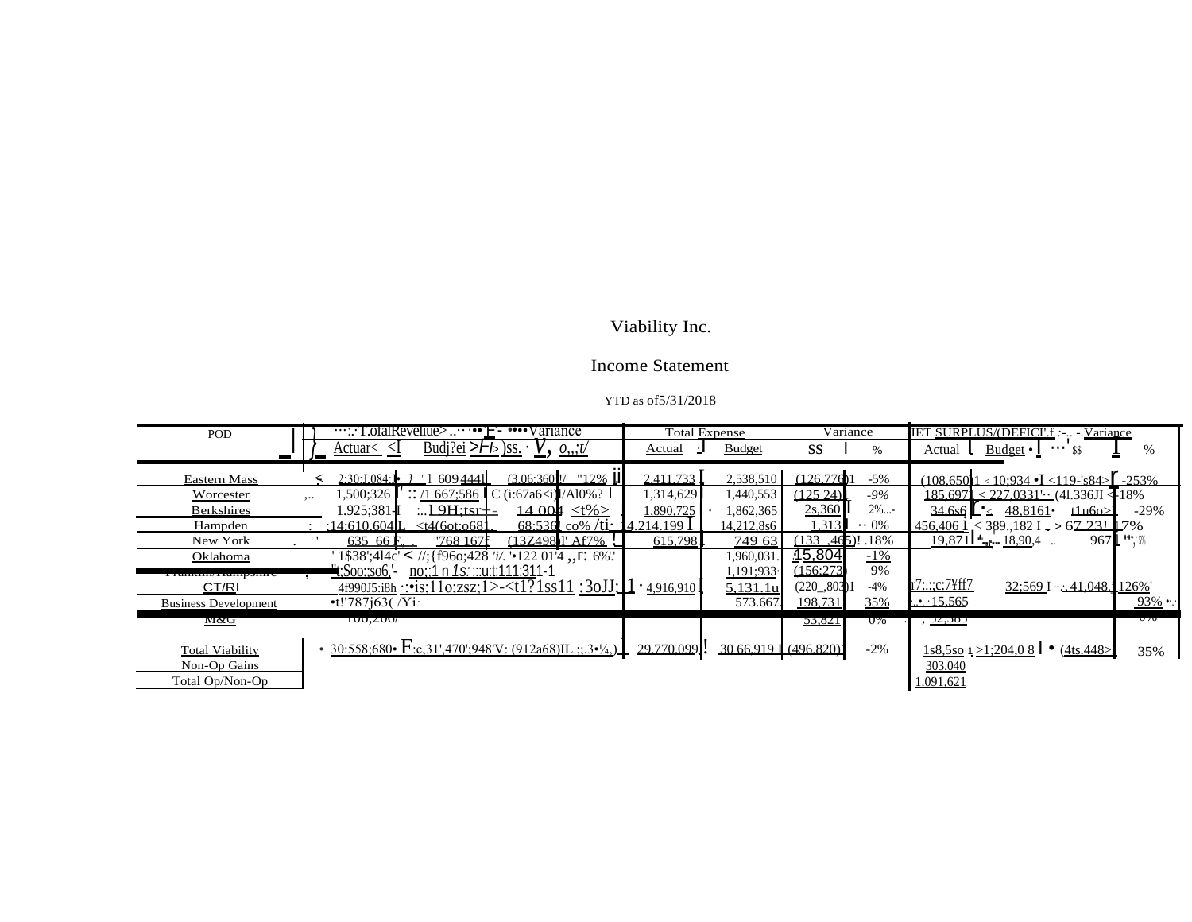# Viability Inc.

## Income Statement

YTD as of5/31/2018

| POD | Total Revenue Actual | Total Revenue Budget | Variance $$ | Variance % | Total Expense Actual | Total Expense Budget | Variance $$ | Variance % | NET SURPLUS/(DEFICIT) Actual | NET SURPLUS/(DEFICIT) Budget | Variance $$ | Variance % |
|---|---|---|---|---|---|---|---|---|---|---|---|---|
| Eastern Mass | 2;30;J.084 | 609 444 | (3.06:360) | "12% | 2,411,733 | 2,538,510 | (126,776) | -5% | (108,650) | 10;934 | <119-'s84> | -253% |
| Worcester | 1,500;326 | /1 667;586 | C (i:67a6<i) | /Al0%? | 1,314,629 | 1,440,553 | (125 24) | -9% | 185,697 | 227.0331 | (4l.336JI | -18% |
| Berkshires | 1.925;381 | 19H;tsr | 14 004 | <t%> | 1,890,725 | 1,862,365 | 2s,360 | 2%... | 34,6s6 | 48,8161 | t1u6o> | -29% |
| Hampden | 14:610.604 | <t4(6ot:o68 | 68:536 | co% | 14.214.199 | 14,212,8s6 | 1,313 | 0% | 456,406 | 389.,182 | 67 23! | 17% |
| New York | 635 66 | '768 167 | (13Z498) | Af7% | 615,798 | 749 63 | (133 ,465) | .18% | 19,871 | 18,90,4 | 967 | '5% |
| Oklahoma | 1$38';4l4c' | {f96o;428 | '•122 01'4 | 6%' | | 1,960,031. | 15,804 | -1% | | | | |
| Franklin/Hampshire | t;Soo:;so6 | no;:1 n 1s:::u:t:111;311-1 | | | | 1,191;933 | (156;273) | 9% | | | | |
| CT/RI | 4f990J5:i8h | is;11o;zsz;1 | <t1?1ss11 | :3oJJ: | 4,916,910 | 5,131.1u | (220_,803) | -4% | r7:.:;c:7¥ff7 | 32;569 | 41,048 | 126%' |
| Business Development | t!'787j63( | | | | | 573.667 | 198,731 | 35% | | 15,565 | | 93% |
| M&G | 100,200/ | | | | | | 53,821 | 0% | | 32,383 | | 0% |
| Total Viability | 30:558;680 | F:c,31',470';948'V: | (912a68) | 3% | 29,770,099 | 30 66,919 | (496.820) | -2% | 1s8,5so | 1;204,0 8 | (4ts.448>) | 35% |
| Non-Op Gains | | | | | | | | | 303,040 | | | |
| Total Op/Non-Op | | | | | | | | | 1,091,621 | | | |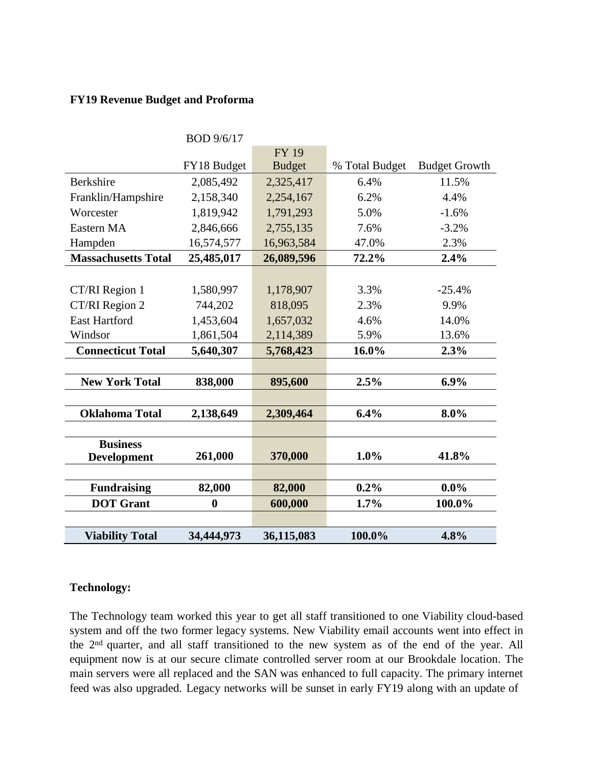**FY19 Revenue Budget and Proforma**

| | BOD 9/6/17<br>FY18 Budget | FY 19 Budget | % Total Budget | Budget Growth |
|---|---|---|---|---|
| Berkshire | 2,085,492 | 2,325,417 | 6.4% | 11.5% |
| Franklin/Hampshire | 2,158,340 | 2,254,167 | 6.2% | 4.4% |
| Worcester | 1,819,942 | 1,791,293 | 5.0% | -1.6% |
| Eastern MA | 2,846,666 | 2,755,135 | 7.6% | -3.2% |
| Hampden | 16,574,577 | 16,963,584 | 47.0% | 2.3% |
| **Massachusetts Total** | **25,485,017** | **26,089,596** | **72.2%** | **2.4%** |
| | | | | |
| CT/RI Region 1 | 1,580,997 | 1,178,907 | 3.3% | -25.4% |
| CT/RI Region 2 | 744,202 | 818,095 | 2.3% | 9.9% |
| East Hartford | 1,453,604 | 1,657,032 | 4.6% | 14.0% |
| Windsor | 1,861,504 | 2,114,389 | 5.9% | 13.6% |
| **Connecticut Total** | **5,640,307** | **5,768,423** | **16.0%** | **2.3%** |
| | | | | |
| **New York Total** | **838,000** | **895,600** | **2.5%** | **6.9%** |
| | | | | |
| **Oklahoma Total** | **2,138,649** | **2,309,464** | **6.4%** | **8.0%** |
| | | | | |
| **Business Development** | **261,000** | **370,000** | **1.0%** | **41.8%** |
| | | | | |
| **Fundraising** | **82,000** | **82,000** | **0.2%** | **0.0%** |
| **DOT Grant** | **0** | **600,000** | **1.7%** | **100.0%** |
| | | | | |
| **Viability Total** | **34,444,973** | **36,115,083** | **100.0%** | **4.8%** |

**Technology:**

The Technology team worked this year to get all staff transitioned to one Viability cloud-based system and off the two former legacy systems. New Viability email accounts went into effect in the 2nd quarter, and all staff transitioned to the new system as of the end of the year. All equipment now is at our secure climate controlled server room at our Brookdale location. The main servers were all replaced and the SAN was enhanced to full capacity. The primary internet feed was also upgraded. Legacy networks will be sunset in early FY19 along with an update of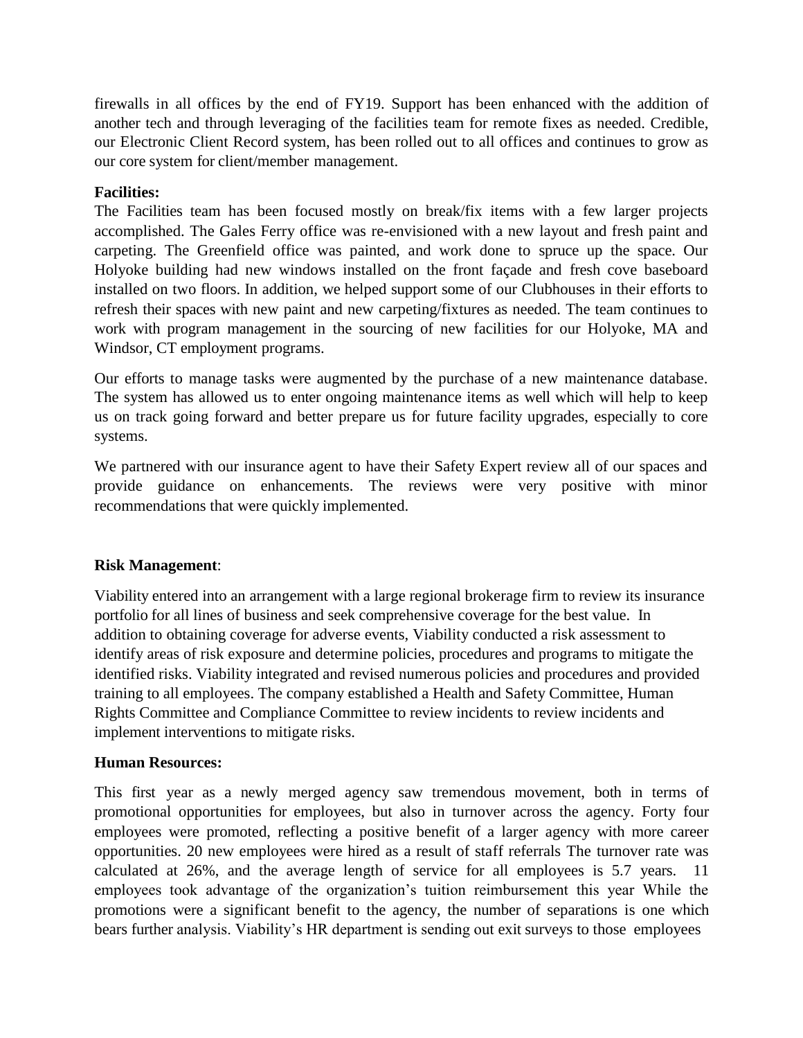firewalls in all offices by the end of FY19. Support has been enhanced with the addition of another tech and through leveraging of the facilities team for remote fixes as needed. Credible, our Electronic Client Record system, has been rolled out to all offices and continues to grow as our core system for client/member management.

**Facilities:**

The Facilities team has been focused mostly on break/fix items with a few larger projects accomplished. The Gales Ferry office was re-envisioned with a new layout and fresh paint and carpeting. The Greenfield office was painted, and work done to spruce up the space. Our Holyoke building had new windows installed on the front façade and fresh cove baseboard installed on two floors. In addition, we helped support some of our Clubhouses in their efforts to refresh their spaces with new paint and new carpeting/fixtures as needed. The team continues to work with program management in the sourcing of new facilities for our Holyoke, MA and Windsor, CT employment programs.

Our efforts to manage tasks were augmented by the purchase of a new maintenance database. The system has allowed us to enter ongoing maintenance items as well which will help to keep us on track going forward and better prepare us for future facility upgrades, especially to core systems.

We partnered with our insurance agent to have their Safety Expert review all of our spaces and provide guidance on enhancements. The reviews were very positive with minor recommendations that were quickly implemented.

**Risk Management**:

Viability entered into an arrangement with a large regional brokerage firm to review its insurance portfolio for all lines of business and seek comprehensive coverage for the best value. In addition to obtaining coverage for adverse events, Viability conducted a risk assessment to identify areas of risk exposure and determine policies, procedures and programs to mitigate the identified risks. Viability integrated and revised numerous policies and procedures and provided training to all employees. The company established a Health and Safety Committee, Human Rights Committee and Compliance Committee to review incidents to review incidents and implement interventions to mitigate risks.

**Human Resources:**

This first year as a newly merged agency saw tremendous movement, both in terms of promotional opportunities for employees, but also in turnover across the agency. Forty four employees were promoted, reflecting a positive benefit of a larger agency with more career opportunities. 20 new employees were hired as a result of staff referrals The turnover rate was calculated at 26%, and the average length of service for all employees is 5.7 years. 11 employees took advantage of the organization's tuition reimbursement this year While the promotions were a significant benefit to the agency, the number of separations is one which bears further analysis. Viability's HR department is sending out exit surveys to those employees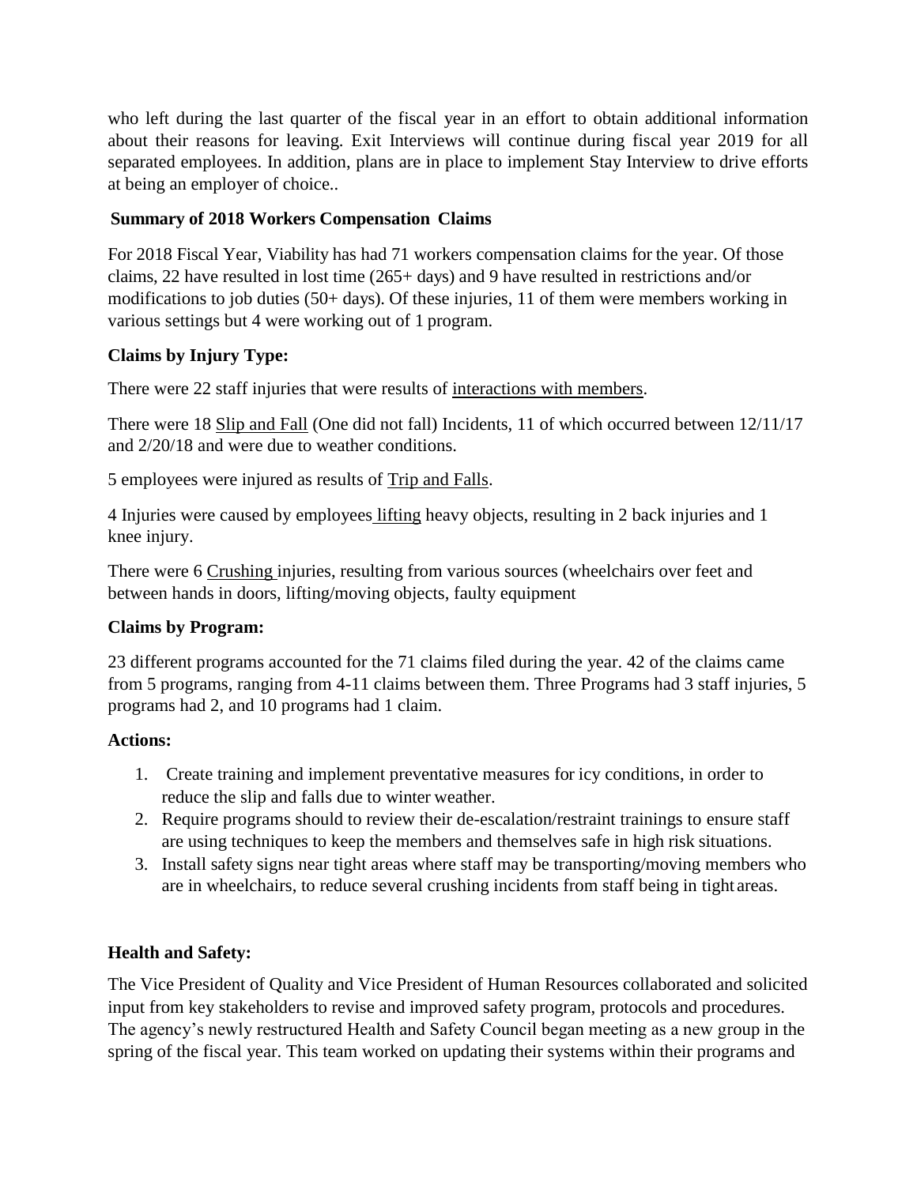who left during the last quarter of the fiscal year in an effort to obtain additional information about their reasons for leaving. Exit Interviews will continue during fiscal year 2019 for all separated employees. In addition, plans are in place to implement Stay Interview to drive efforts at being an employer of choice..

**Summary of 2018 Workers Compensation Claims**

For 2018 Fiscal Year, Viability has had 71 workers compensation claims for the year. Of those claims, 22 have resulted in lost time (265+ days) and 9 have resulted in restrictions and/or modifications to job duties (50+ days). Of these injuries, 11 of them were members working in various settings but 4 were working out of 1 program.

**Claims by Injury Type:**

There were 22 staff injuries that were results of interactions with members.

There were 18 Slip and Fall (One did not fall) Incidents, 11 of which occurred between 12/11/17 and 2/20/18 and were due to weather conditions.

5 employees were injured as results of Trip and Falls.

4 Injuries were caused by employees lifting heavy objects, resulting in 2 back injuries and 1 knee injury.

There were 6 Crushing injuries, resulting from various sources (wheelchairs over feet and between hands in doors, lifting/moving objects, faulty equipment

**Claims by Program:**

23 different programs accounted for the 71 claims filed during the year. 42 of the claims came from 5 programs, ranging from 4-11 claims between them. Three Programs had 3 staff injuries, 5 programs had 2, and 10 programs had 1 claim.

**Actions:**

1. Create training and implement preventative measures for icy conditions, in order to reduce the slip and falls due to winter weather.
2. Require programs should to review their de-escalation/restraint trainings to ensure staff are using techniques to keep the members and themselves safe in high risk situations.
3. Install safety signs near tight areas where staff may be transporting/moving members who are in wheelchairs, to reduce several crushing incidents from staff being in tight areas.

**Health and Safety:**

The Vice President of Quality and Vice President of Human Resources collaborated and solicited input from key stakeholders to revise and improved safety program, protocols and procedures. The agency's newly restructured Health and Safety Council began meeting as a new group in the spring of the fiscal year. This team worked on updating their systems within their programs and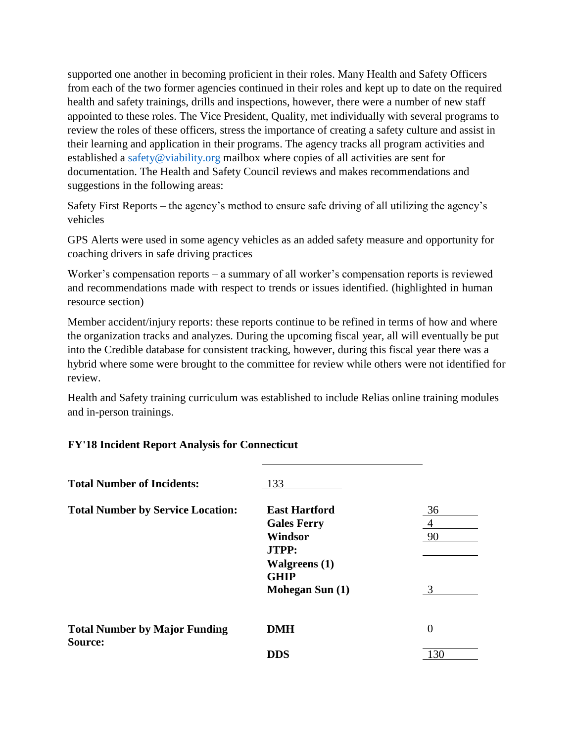supported one another in becoming proficient in their roles. Many Health and Safety Officers from each of the two former agencies continued in their roles and kept up to date on the required health and safety trainings, drills and inspections, however, there were a number of new staff appointed to these roles. The Vice President, Quality, met individually with several programs to review the roles of these officers, stress the importance of creating a safety culture and assist in their learning and application in their programs. The agency tracks all program activities and established a safety@viability.org mailbox where copies of all activities are sent for documentation. The Health and Safety Council reviews and makes recommendations and suggestions in the following areas:

Safety First Reports – the agency's method to ensure safe driving of all utilizing the agency's vehicles

GPS Alerts were used in some agency vehicles as an added safety measure and opportunity for coaching drivers in safe driving practices

Worker's compensation reports – a summary of all worker's compensation reports is reviewed and recommendations made with respect to trends or issues identified. (highlighted in human resource section)

Member accident/injury reports: these reports continue to be refined in terms of how and where the organization tracks and analyzes. During the upcoming fiscal year, all will eventually be put into the Credible database for consistent tracking, however, during this fiscal year there was a hybrid where some were brought to the committee for review while others were not identified for review.

Health and Safety training curriculum was established to include Relias online training modules and in-person trainings.

**FY'18 Incident Report Analysis for Connecticut**

| | | |
|---|---|---|
| **Total Number of Incidents:** | 133 | |
| **Total Number by Service Location:** | **East Hartford** | 36 |
| | **Gales Ferry** | 4 |
| | **Windsor** | 90 |
| | **JTPP:** | |
| | **Walgreens (1)** | |
| | **GHIP** | |
| | **Mohegan Sun (1)** | 3 |
| **Total Number by Major Funding Source:** | **DMH** | 0 |
| | **DDS** | 130 |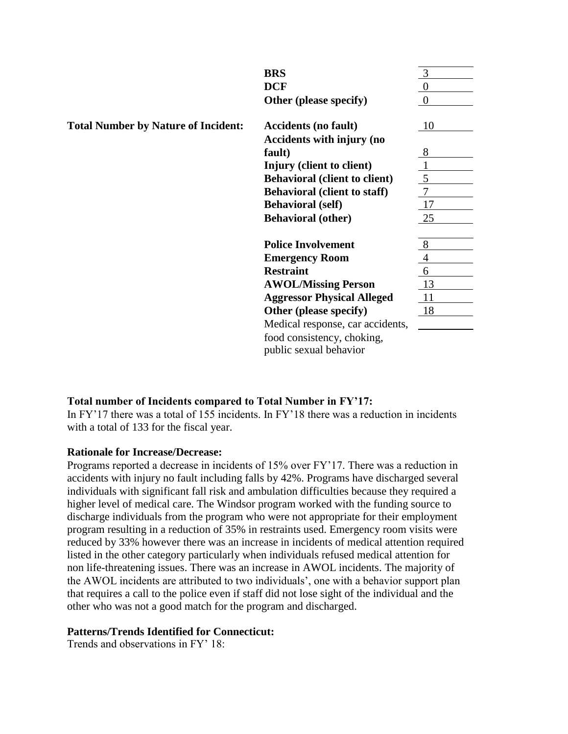| | | |
|---|---|---|
| | **BRS** | 3 |
| | **DCF** | 0 |
| | **Other (please specify)** | 0 |
| **Total Number by Nature of Incident:** | **Accidents (no fault)** | 10 |
| | **Accidents with injury (no fault)** | 8 |
| | **Injury (client to client)** | 1 |
| | **Behavioral (client to client)** | 5 |
| | **Behavioral (client to staff)** | 7 |
| | **Behavioral (self)** | 17 |
| | **Behavioral (other)** | 25 |
| | **Police Involvement** | 8 |
| | **Emergency Room** | 4 |
| | **Restraint** | 6 |
| | **AWOL/Missing Person** | 13 |
| | **Aggressor Physical Alleged** | 11 |
| | **Other (please specify)** | 18 |
| | Medical response, car accidents, food consistency, choking, public sexual behavior | |

**Total number of Incidents compared to Total Number in FY'17:**
In FY'17 there was a total of 155 incidents. In FY'18 there was a reduction in incidents with a total of 133 for the fiscal year.

**Rationale for Increase/Decrease:**
Programs reported a decrease in incidents of 15% over FY'17. There was a reduction in accidents with injury no fault including falls by 42%. Programs have discharged several individuals with significant fall risk and ambulation difficulties because they required a higher level of medical care. The Windsor program worked with the funding source to discharge individuals from the program who were not appropriate for their employment program resulting in a reduction of 35% in restraints used. Emergency room visits were reduced by 33% however there was an increase in incidents of medical attention required listed in the other category particularly when individuals refused medical attention for non life-threatening issues. There was an increase in AWOL incidents. The majority of the AWOL incidents are attributed to two individuals', one with a behavior support plan that requires a call to the police even if staff did not lose sight of the individual and the other who was not a good match for the program and discharged.

**Patterns/Trends Identified for Connecticut:**
Trends and observations in FY' 18: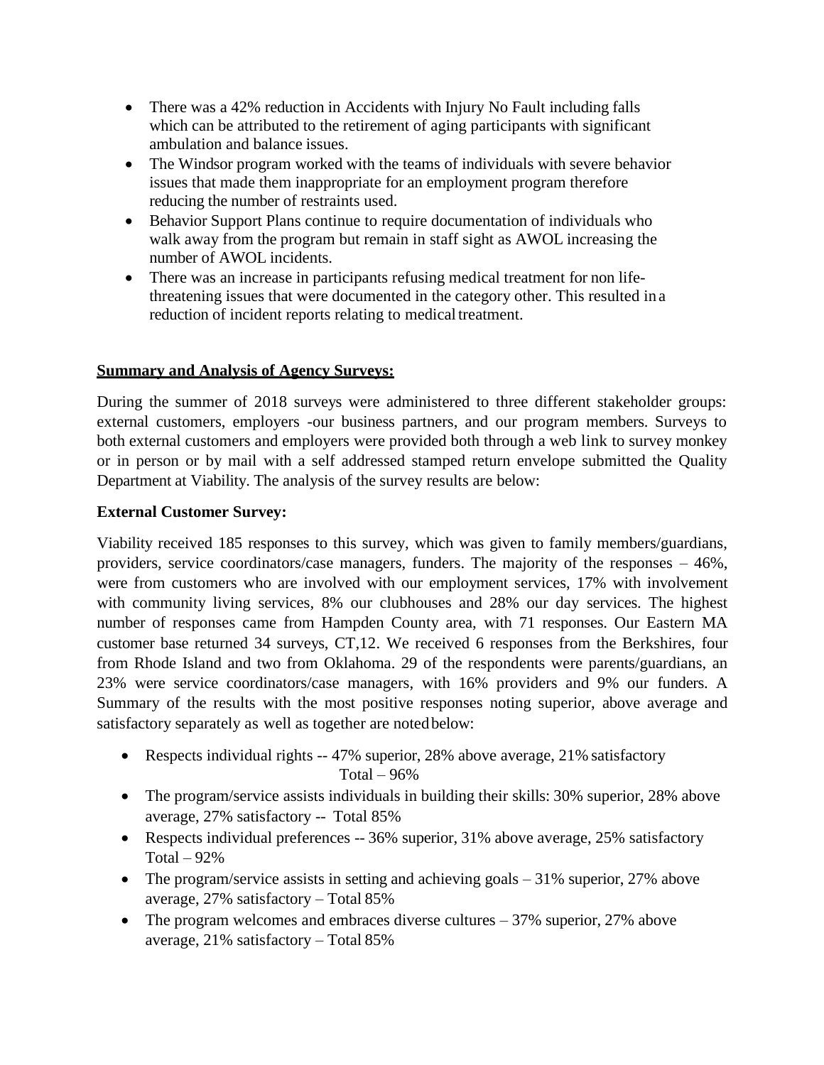- There was a 42% reduction in Accidents with Injury No Fault including falls which can be attributed to the retirement of aging participants with significant ambulation and balance issues.
- The Windsor program worked with the teams of individuals with severe behavior issues that made them inappropriate for an employment program therefore reducing the number of restraints used.
- Behavior Support Plans continue to require documentation of individuals who walk away from the program but remain in staff sight as AWOL increasing the number of AWOL incidents.
- There was an increase in participants refusing medical treatment for non life-threatening issues that were documented in the category other. This resulted in a reduction of incident reports relating to medical treatment.

**Summary and Analysis of Agency Surveys:**

During the summer of 2018 surveys were administered to three different stakeholder groups: external customers, employers -our business partners, and our program members. Surveys to both external customers and employers were provided both through a web link to survey monkey or in person or by mail with a self addressed stamped return envelope submitted the Quality Department at Viability. The analysis of the survey results are below:

**External Customer Survey:**

Viability received 185 responses to this survey, which was given to family members/guardians, providers, service coordinators/case managers, funders. The majority of the responses – 46%, were from customers who are involved with our employment services, 17% with involvement with community living services, 8% our clubhouses and 28% our day services. The highest number of responses came from Hampden County area, with 71 responses. Our Eastern MA customer base returned 34 surveys, CT,12. We received 6 responses from the Berkshires, four from Rhode Island and two from Oklahoma. 29 of the respondents were parents/guardians, an 23% were service coordinators/case managers, with 16% providers and 9% our funders. A Summary of the results with the most positive responses noting superior, above average and satisfactory separately as well as together are noted below:

- Respects individual rights -- 47% superior, 28% above average, 21% satisfactory Total – 96%
- The program/service assists individuals in building their skills: 30% superior, 28% above average, 27% satisfactory -- Total 85%
- Respects individual preferences -- 36% superior, 31% above average, 25% satisfactory Total – 92%
- The program/service assists in setting and achieving goals – 31% superior, 27% above average, 27% satisfactory – Total 85%
- The program welcomes and embraces diverse cultures – 37% superior, 27% above average, 21% satisfactory – Total 85%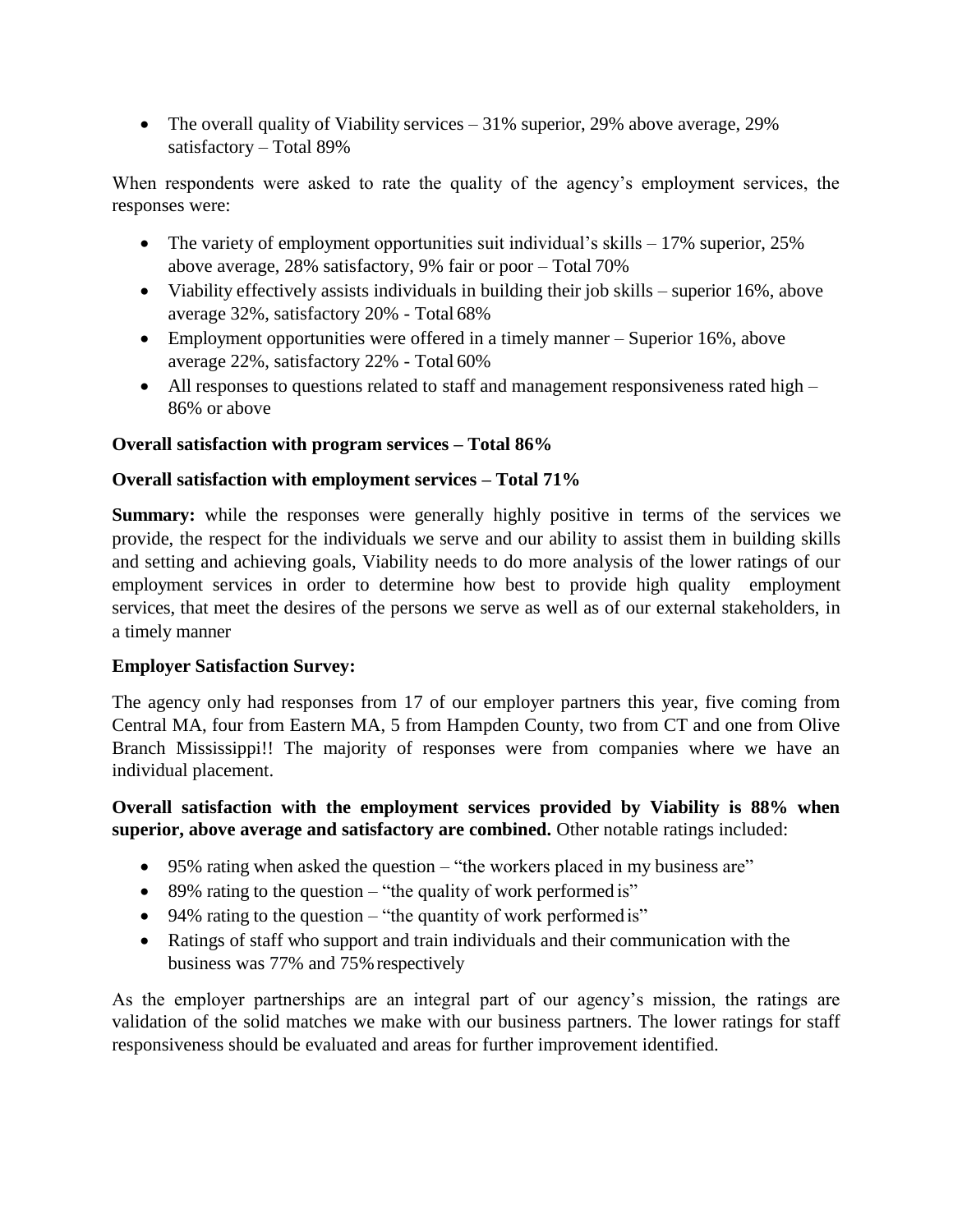- The overall quality of Viability services – 31% superior, 29% above average, 29% satisfactory – Total 89%

When respondents were asked to rate the quality of the agency's employment services, the responses were:

- The variety of employment opportunities suit individual's skills – 17% superior, 25% above average, 28% satisfactory, 9% fair or poor – Total 70%
- Viability effectively assists individuals in building their job skills – superior 16%, above average 32%, satisfactory 20% - Total 68%
- Employment opportunities were offered in a timely manner – Superior 16%, above average 22%, satisfactory 22% - Total 60%
- All responses to questions related to staff and management responsiveness rated high – 86% or above

**Overall satisfaction with program services – Total 86%**

**Overall satisfaction with employment services – Total 71%**

**Summary:** while the responses were generally highly positive in terms of the services we provide, the respect for the individuals we serve and our ability to assist them in building skills and setting and achieving goals, Viability needs to do more analysis of the lower ratings of our employment services in order to determine how best to provide high quality employment services, that meet the desires of the persons we serve as well as of our external stakeholders, in a timely manner

**Employer Satisfaction Survey:**

The agency only had responses from 17 of our employer partners this year, five coming from Central MA, four from Eastern MA, 5 from Hampden County, two from CT and one from Olive Branch Mississippi!! The majority of responses were from companies where we have an individual placement.

**Overall satisfaction with the employment services provided by Viability is 88% when superior, above average and satisfactory are combined.** Other notable ratings included:

- 95% rating when asked the question – "the workers placed in my business are"
- 89% rating to the question – "the quality of work performed is"
- 94% rating to the question – "the quantity of work performed is"
- Ratings of staff who support and train individuals and their communication with the business was 77% and 75% respectively

As the employer partnerships are an integral part of our agency's mission, the ratings are validation of the solid matches we make with our business partners. The lower ratings for staff responsiveness should be evaluated and areas for further improvement identified.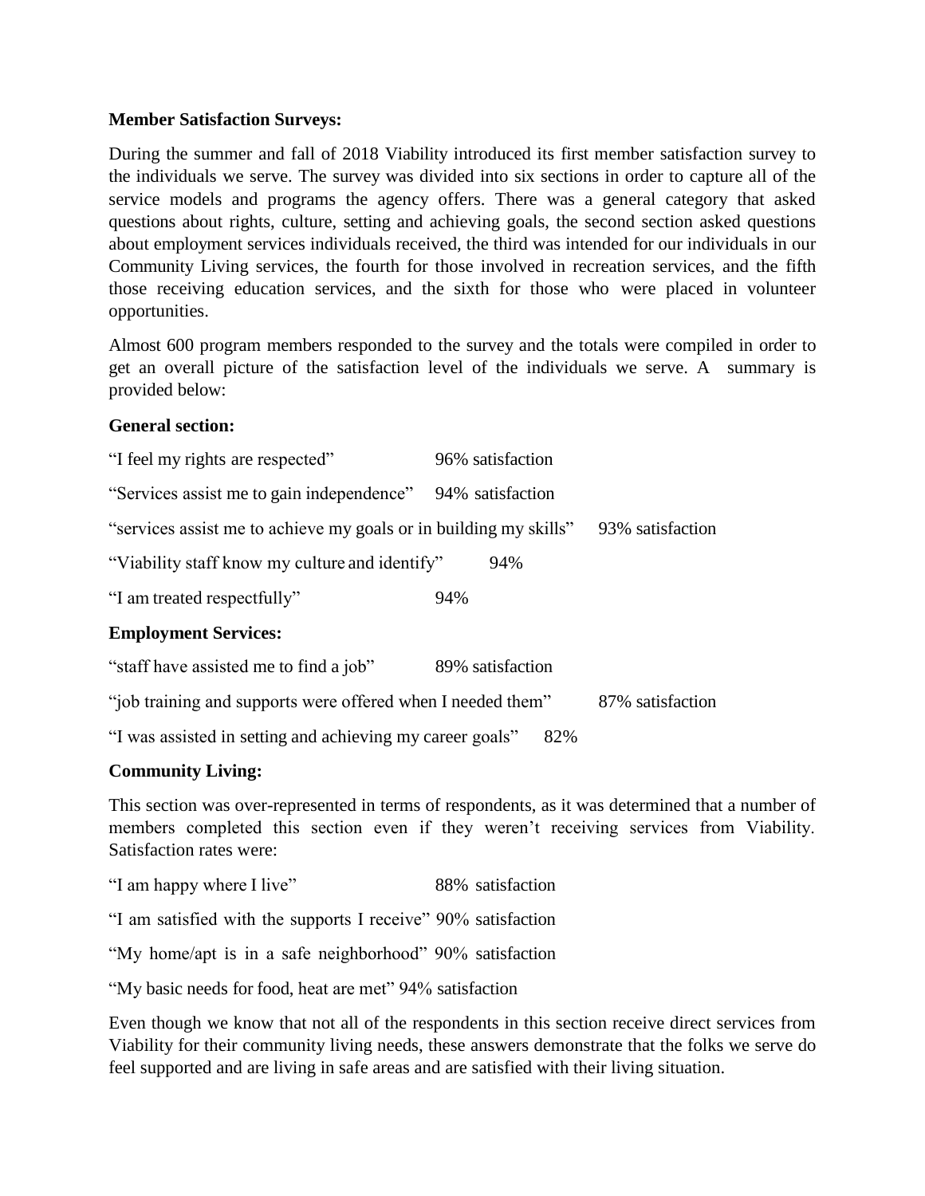**Member Satisfaction Surveys:**

During the summer and fall of 2018 Viability introduced its first member satisfaction survey to the individuals we serve. The survey was divided into six sections in order to capture all of the service models and programs the agency offers. There was a general category that asked questions about rights, culture, setting and achieving goals, the second section asked questions about employment services individuals received, the third was intended for our individuals in our Community Living services, the fourth for those involved in recreation services, and the fifth those receiving education services, and the sixth for those who were placed in volunteer opportunities.

Almost 600 program members responded to the survey and the totals were compiled in order to get an overall picture of the satisfaction level of the individuals we serve. A summary is provided below:

**General section:**

"I feel my rights are respected" 96% satisfaction

"Services assist me to gain independence" 94% satisfaction

"services assist me to achieve my goals or in building my skills" 93% satisfaction

"Viability staff know my culture and identify" 94%

"I am treated respectfully" 94%

**Employment Services:**

"staff have assisted me to find a job" 89% satisfaction

"job training and supports were offered when I needed them" 87% satisfaction

"I was assisted in setting and achieving my career goals" 82%

**Community Living:**

This section was over-represented in terms of respondents, as it was determined that a number of members completed this section even if they weren't receiving services from Viability. Satisfaction rates were:

"I am happy where I live" 88% satisfaction

"I am satisfied with the supports I receive" 90% satisfaction

"My home/apt is in a safe neighborhood" 90% satisfaction

"My basic needs for food, heat are met" 94% satisfaction

Even though we know that not all of the respondents in this section receive direct services from Viability for their community living needs, these answers demonstrate that the folks we serve do feel supported and are living in safe areas and are satisfied with their living situation.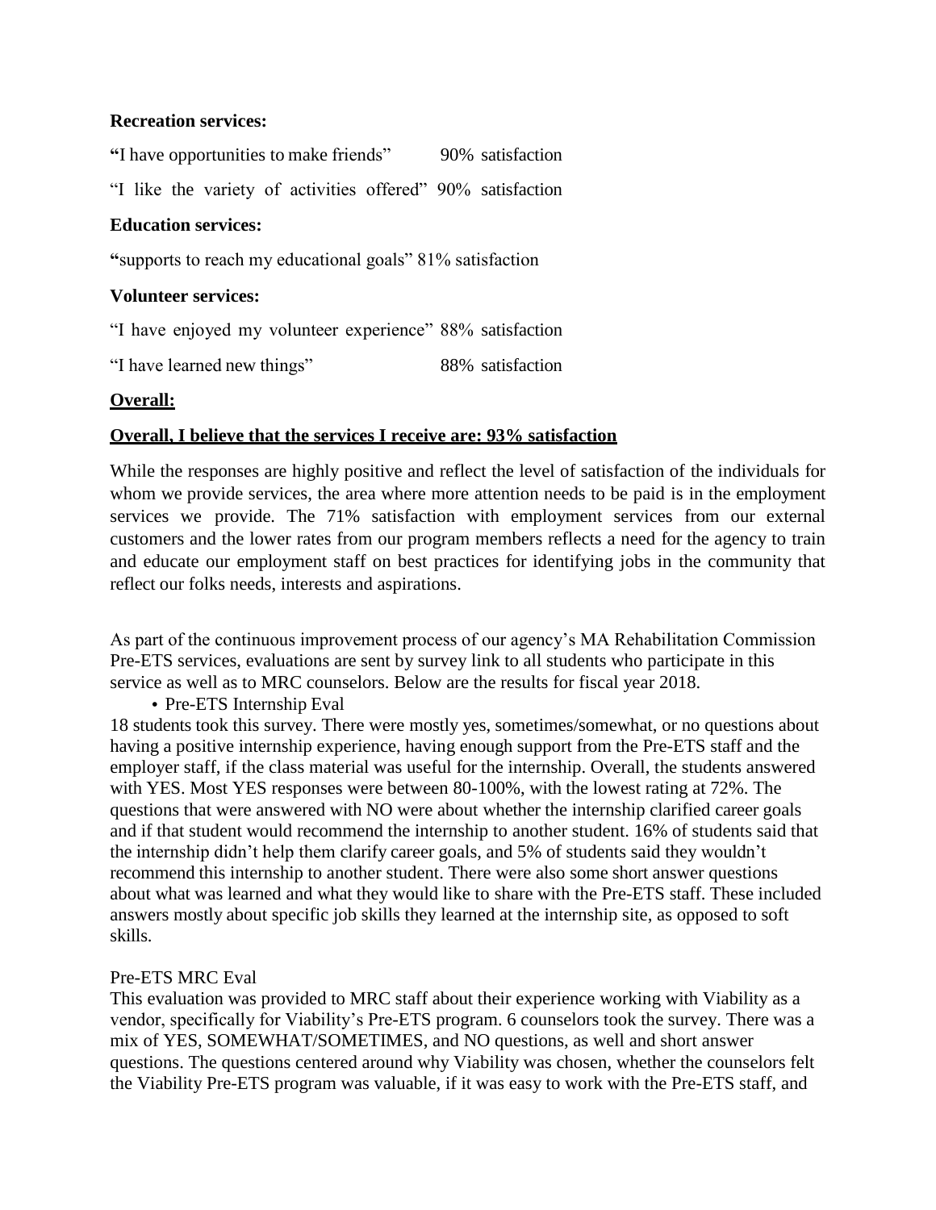**Recreation services:**

**"**I have opportunities to make friends" 90% satisfaction

"I like the variety of activities offered" 90% satisfaction

**Education services:**

**"**supports to reach my educational goals" 81% satisfaction

**Volunteer services:**

"I have enjoyed my volunteer experience" 88% satisfaction

"I have learned new things" 88% satisfaction

**Overall:**

**Overall, I believe that the services I receive are: 93% satisfaction**

While the responses are highly positive and reflect the level of satisfaction of the individuals for whom we provide services, the area where more attention needs to be paid is in the employment services we provide. The 71% satisfaction with employment services from our external customers and the lower rates from our program members reflects a need for the agency to train and educate our employment staff on best practices for identifying jobs in the community that reflect our folks needs, interests and aspirations.

As part of the continuous improvement process of our agency's MA Rehabilitation Commission Pre-ETS services, evaluations are sent by survey link to all students who participate in this service as well as to MRC counselors. Below are the results for fiscal year 2018.

- Pre-ETS Internship Eval

18 students took this survey. There were mostly yes, sometimes/somewhat, or no questions about having a positive internship experience, having enough support from the Pre-ETS staff and the employer staff, if the class material was useful for the internship. Overall, the students answered with YES. Most YES responses were between 80-100%, with the lowest rating at 72%. The questions that were answered with NO were about whether the internship clarified career goals and if that student would recommend the internship to another student. 16% of students said that the internship didn't help them clarify career goals, and 5% of students said they wouldn't recommend this internship to another student. There were also some short answer questions about what was learned and what they would like to share with the Pre-ETS staff. These included answers mostly about specific job skills they learned at the internship site, as opposed to soft skills.

Pre-ETS MRC Eval

This evaluation was provided to MRC staff about their experience working with Viability as a vendor, specifically for Viability's Pre-ETS program. 6 counselors took the survey. There was a mix of YES, SOMEWHAT/SOMETIMES, and NO questions, as well and short answer questions. The questions centered around why Viability was chosen, whether the counselors felt the Viability Pre-ETS program was valuable, if it was easy to work with the Pre-ETS staff, and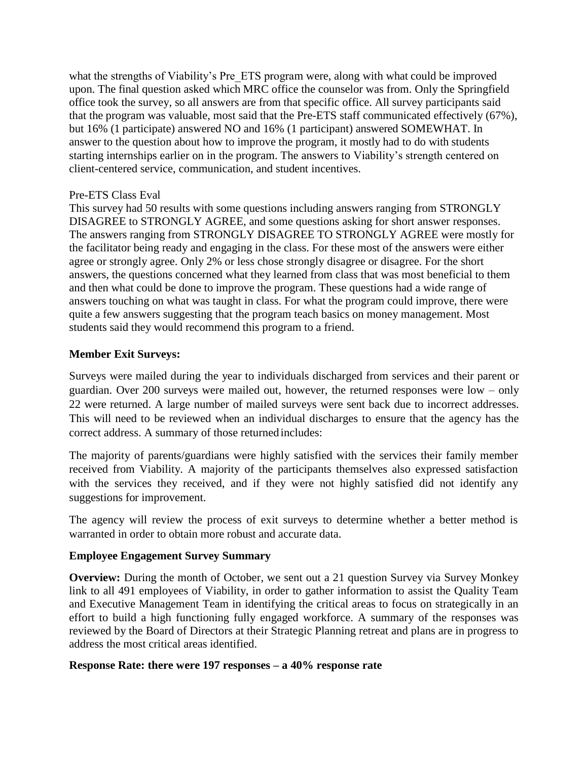what the strengths of Viability's Pre_ETS program were, along with what could be improved upon. The final question asked which MRC office the counselor was from. Only the Springfield office took the survey, so all answers are from that specific office. All survey participants said that the program was valuable, most said that the Pre-ETS staff communicated effectively (67%), but 16% (1 participate) answered NO and 16% (1 participant) answered SOMEWHAT. In answer to the question about how to improve the program, it mostly had to do with students starting internships earlier on in the program. The answers to Viability's strength centered on client-centered service, communication, and student incentives.

Pre-ETS Class Eval

This survey had 50 results with some questions including answers ranging from STRONGLY DISAGREE to STRONGLY AGREE, and some questions asking for short answer responses. The answers ranging from STRONGLY DISAGREE TO STRONGLY AGREE were mostly for the facilitator being ready and engaging in the class. For these most of the answers were either agree or strongly agree. Only 2% or less chose strongly disagree or disagree. For the short answers, the questions concerned what they learned from class that was most beneficial to them and then what could be done to improve the program. These questions had a wide range of answers touching on what was taught in class. For what the program could improve, there were quite a few answers suggesting that the program teach basics on money management. Most students said they would recommend this program to a friend.

**Member Exit Surveys:**

Surveys were mailed during the year to individuals discharged from services and their parent or guardian. Over 200 surveys were mailed out, however, the returned responses were low – only 22 were returned. A large number of mailed surveys were sent back due to incorrect addresses. This will need to be reviewed when an individual discharges to ensure that the agency has the correct address. A summary of those returned includes:

The majority of parents/guardians were highly satisfied with the services their family member received from Viability. A majority of the participants themselves also expressed satisfaction with the services they received, and if they were not highly satisfied did not identify any suggestions for improvement.

The agency will review the process of exit surveys to determine whether a better method is warranted in order to obtain more robust and accurate data.

**Employee Engagement Survey Summary**

**Overview:** During the month of October, we sent out a 21 question Survey via Survey Monkey link to all 491 employees of Viability, in order to gather information to assist the Quality Team and Executive Management Team in identifying the critical areas to focus on strategically in an effort to build a high functioning fully engaged workforce. A summary of the responses was reviewed by the Board of Directors at their Strategic Planning retreat and plans are in progress to address the most critical areas identified.

**Response Rate: there were 197 responses – a 40% response rate**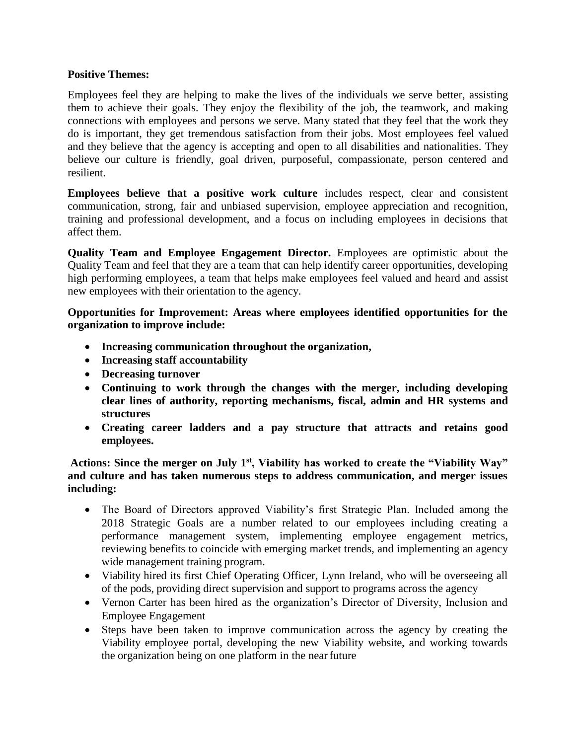**Positive Themes:**

Employees feel they are helping to make the lives of the individuals we serve better, assisting them to achieve their goals. They enjoy the flexibility of the job, the teamwork, and making connections with employees and persons we serve. Many stated that they feel that the work they do is important, they get tremendous satisfaction from their jobs. Most employees feel valued and they believe that the agency is accepting and open to all disabilities and nationalities. They believe our culture is friendly, goal driven, purposeful, compassionate, person centered and resilient.

**Employees believe that a positive work culture** includes respect, clear and consistent communication, strong, fair and unbiased supervision, employee appreciation and recognition, training and professional development, and a focus on including employees in decisions that affect them.

**Quality Team and Employee Engagement Director.** Employees are optimistic about the Quality Team and feel that they are a team that can help identify career opportunities, developing high performing employees, a team that helps make employees feel valued and heard and assist new employees with their orientation to the agency.

**Opportunities for Improvement: Areas where employees identified opportunities for the organization to improve include:**

- **Increasing communication throughout the organization,**
- **Increasing staff accountability**
- **Decreasing turnover**
- **Continuing to work through the changes with the merger, including developing clear lines of authority, reporting mechanisms, fiscal, admin and HR systems and structures**
- **Creating career ladders and a pay structure that attracts and retains good employees.**

**Actions: Since the merger on July 1st, Viability has worked to create the "Viability Way" and culture and has taken numerous steps to address communication, and merger issues including:**

- The Board of Directors approved Viability's first Strategic Plan. Included among the 2018 Strategic Goals are a number related to our employees including creating a performance management system, implementing employee engagement metrics, reviewing benefits to coincide with emerging market trends, and implementing an agency wide management training program.
- Viability hired its first Chief Operating Officer, Lynn Ireland, who will be overseeing all of the pods, providing direct supervision and support to programs across the agency
- Vernon Carter has been hired as the organization's Director of Diversity, Inclusion and Employee Engagement
- Steps have been taken to improve communication across the agency by creating the Viability employee portal, developing the new Viability website, and working towards the organization being on one platform in the near future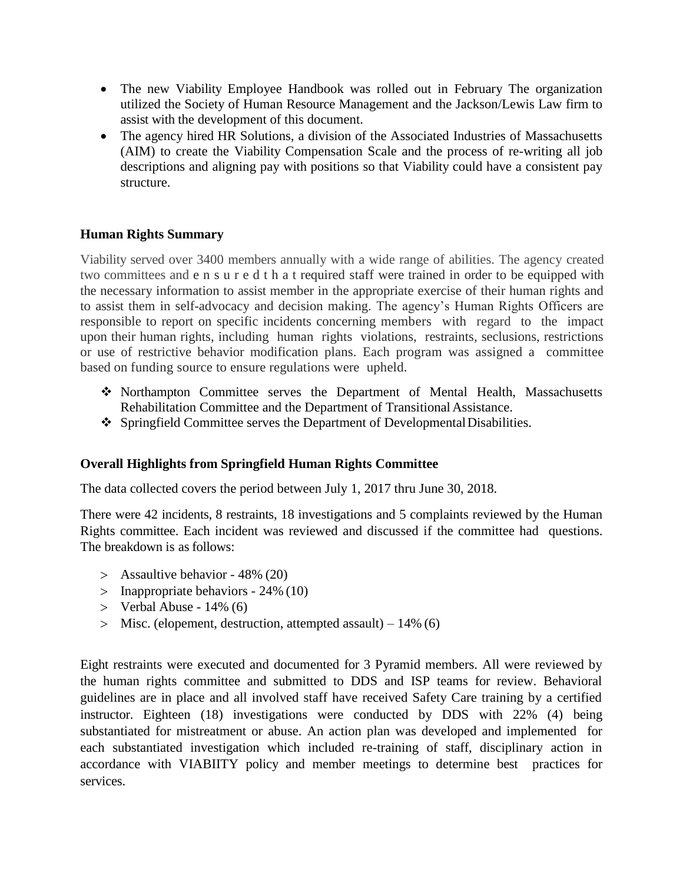- The new Viability Employee Handbook was rolled out in February The organization utilized the Society of Human Resource Management and the Jackson/Lewis Law firm to assist with the development of this document.
- The agency hired HR Solutions, a division of the Associated Industries of Massachusetts (AIM) to create the Viability Compensation Scale and the process of re-writing all job descriptions and aligning pay with positions so that Viability could have a consistent pay structure.

### Human Rights Summary

Viability served over 3400 members annually with a wide range of abilities. The agency created two committees and ensured that required staff were trained in order to be equipped with the necessary information to assist member in the appropriate exercise of their human rights and to assist them in self-advocacy and decision making. The agency's Human Rights Officers are responsible to report on specific incidents concerning members with regard to the impact upon their human rights, including human rights violations, restraints, seclusions, restrictions or use of restrictive behavior modification plans. Each program was assigned a committee based on funding source to ensure regulations were upheld.

- ❖ Northampton Committee serves the Department of Mental Health, Massachusetts Rehabilitation Committee and the Department of Transitional Assistance.
- ❖ Springfield Committee serves the Department of Developmental Disabilities.

### Overall Highlights from Springfield Human Rights Committee

The data collected covers the period between July 1, 2017 thru June 30, 2018.

There were 42 incidents, 8 restraints, 18 investigations and 5 complaints reviewed by the Human Rights committee. Each incident was reviewed and discussed if the committee had questions. The breakdown is as follows:

- > Assaultive behavior - 48% (20)
- > Inappropriate behaviors - 24% (10)
- > Verbal Abuse - 14% (6)
- > Misc. (elopement, destruction, attempted assault) – 14% (6)

Eight restraints were executed and documented for 3 Pyramid members. All were reviewed by the human rights committee and submitted to DDS and ISP teams for review. Behavioral guidelines are in place and all involved staff have received Safety Care training by a certified instructor. Eighteen (18) investigations were conducted by DDS with 22% (4) being substantiated for mistreatment or abuse. An action plan was developed and implemented for each substantiated investigation which included re-training of staff, disciplinary action in accordance with VIABIITY policy and member meetings to determine best practices for services.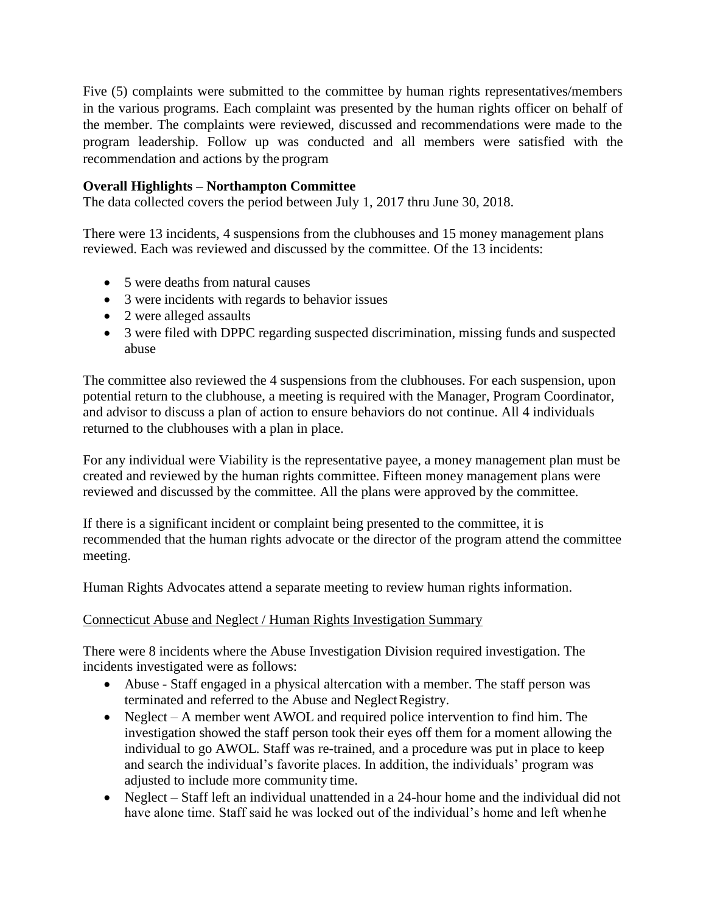Five (5) complaints were submitted to the committee by human rights representatives/members in the various programs. Each complaint was presented by the human rights officer on behalf of the member. The complaints were reviewed, discussed and recommendations were made to the program leadership. Follow up was conducted and all members were satisfied with the recommendation and actions by the program

**Overall Highlights – Northampton Committee**

The data collected covers the period between July 1, 2017 thru June 30, 2018.

There were 13 incidents, 4 suspensions from the clubhouses and 15 money management plans reviewed. Each was reviewed and discussed by the committee. Of the 13 incidents:

- 5 were deaths from natural causes
- 3 were incidents with regards to behavior issues
- 2 were alleged assaults
- 3 were filed with DPPC regarding suspected discrimination, missing funds and suspected abuse

The committee also reviewed the 4 suspensions from the clubhouses. For each suspension, upon potential return to the clubhouse, a meeting is required with the Manager, Program Coordinator, and advisor to discuss a plan of action to ensure behaviors do not continue. All 4 individuals returned to the clubhouses with a plan in place.

For any individual were Viability is the representative payee, a money management plan must be created and reviewed by the human rights committee. Fifteen money management plans were reviewed and discussed by the committee. All the plans were approved by the committee.

If there is a significant incident or complaint being presented to the committee, it is recommended that the human rights advocate or the director of the program attend the committee meeting.

Human Rights Advocates attend a separate meeting to review human rights information.

Connecticut Abuse and Neglect / Human Rights Investigation Summary

There were 8 incidents where the Abuse Investigation Division required investigation. The incidents investigated were as follows:

- Abuse - Staff engaged in a physical altercation with a member. The staff person was terminated and referred to the Abuse and Neglect Registry.
- Neglect – A member went AWOL and required police intervention to find him. The investigation showed the staff person took their eyes off them for a moment allowing the individual to go AWOL. Staff was re-trained, and a procedure was put in place to keep and search the individual's favorite places. In addition, the individuals' program was adjusted to include more community time.
- Neglect – Staff left an individual unattended in a 24-hour home and the individual did not have alone time. Staff said he was locked out of the individual's home and left when he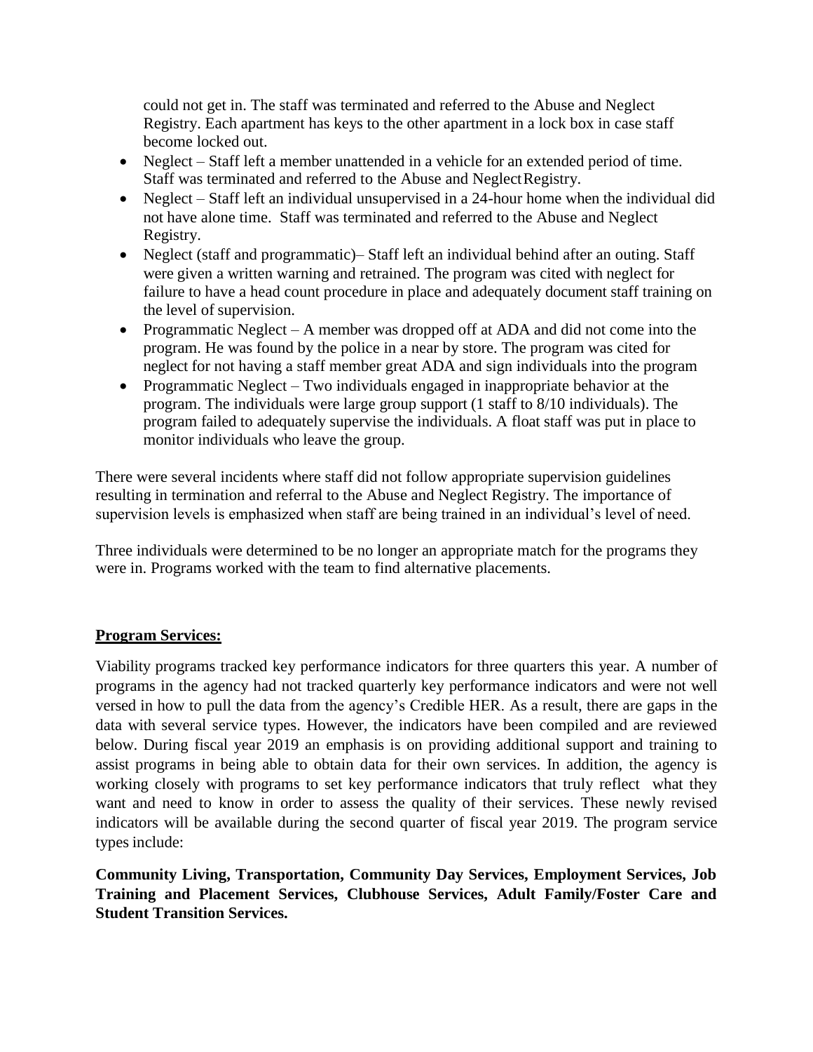could not get in. The staff was terminated and referred to the Abuse and Neglect Registry. Each apartment has keys to the other apartment in a lock box in case staff become locked out.

- Neglect – Staff left a member unattended in a vehicle for an extended period of time. Staff was terminated and referred to the Abuse and Neglect Registry.
- Neglect – Staff left an individual unsupervised in a 24-hour home when the individual did not have alone time. Staff was terminated and referred to the Abuse and Neglect Registry.
- Neglect (staff and programmatic)– Staff left an individual behind after an outing. Staff were given a written warning and retrained. The program was cited with neglect for failure to have a head count procedure in place and adequately document staff training on the level of supervision.
- Programmatic Neglect – A member was dropped off at ADA and did not come into the program. He was found by the police in a near by store. The program was cited for neglect for not having a staff member great ADA and sign individuals into the program
- Programmatic Neglect – Two individuals engaged in inappropriate behavior at the program. The individuals were large group support (1 staff to 8/10 individuals). The program failed to adequately supervise the individuals. A float staff was put in place to monitor individuals who leave the group.

There were several incidents where staff did not follow appropriate supervision guidelines resulting in termination and referral to the Abuse and Neglect Registry. The importance of supervision levels is emphasized when staff are being trained in an individual's level of need.

Three individuals were determined to be no longer an appropriate match for the programs they were in. Programs worked with the team to find alternative placements.

**Program Services:**

Viability programs tracked key performance indicators for three quarters this year. A number of programs in the agency had not tracked quarterly key performance indicators and were not well versed in how to pull the data from the agency's Credible HER. As a result, there are gaps in the data with several service types. However, the indicators have been compiled and are reviewed below. During fiscal year 2019 an emphasis is on providing additional support and training to assist programs in being able to obtain data for their own services. In addition, the agency is working closely with programs to set key performance indicators that truly reflect what they want and need to know in order to assess the quality of their services. These newly revised indicators will be available during the second quarter of fiscal year 2019. The program service types include:

**Community Living, Transportation, Community Day Services, Employment Services, Job Training and Placement Services, Clubhouse Services, Adult Family/Foster Care and Student Transition Services.**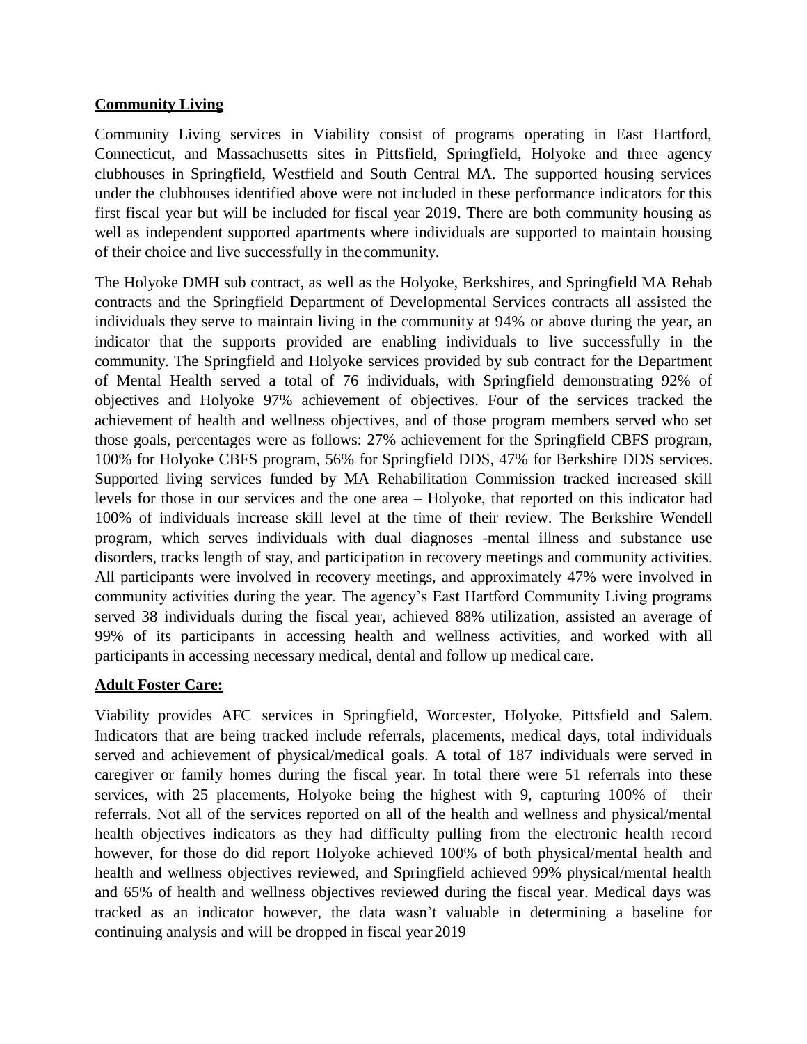**Community Living**

Community Living services in Viability consist of programs operating in East Hartford, Connecticut, and Massachusetts sites in Pittsfield, Springfield, Holyoke and three agency clubhouses in Springfield, Westfield and South Central MA. The supported housing services under the clubhouses identified above were not included in these performance indicators for this first fiscal year but will be included for fiscal year 2019. There are both community housing as well as independent supported apartments where individuals are supported to maintain housing of their choice and live successfully in the community.

The Holyoke DMH sub contract, as well as the Holyoke, Berkshires, and Springfield MA Rehab contracts and the Springfield Department of Developmental Services contracts all assisted the individuals they serve to maintain living in the community at 94% or above during the year, an indicator that the supports provided are enabling individuals to live successfully in the community. The Springfield and Holyoke services provided by sub contract for the Department of Mental Health served a total of 76 individuals, with Springfield demonstrating 92% of objectives and Holyoke 97% achievement of objectives. Four of the services tracked the achievement of health and wellness objectives, and of those program members served who set those goals, percentages were as follows: 27% achievement for the Springfield CBFS program, 100% for Holyoke CBFS program, 56% for Springfield DDS, 47% for Berkshire DDS services. Supported living services funded by MA Rehabilitation Commission tracked increased skill levels for those in our services and the one area – Holyoke, that reported on this indicator had 100% of individuals increase skill level at the time of their review. The Berkshire Wendell program, which serves individuals with dual diagnoses -mental illness and substance use disorders, tracks length of stay, and participation in recovery meetings and community activities. All participants were involved in recovery meetings, and approximately 47% were involved in community activities during the year. The agency's East Hartford Community Living programs served 38 individuals during the fiscal year, achieved 88% utilization, assisted an average of 99% of its participants in accessing health and wellness activities, and worked with all participants in accessing necessary medical, dental and follow up medical care.

**Adult Foster Care:**

Viability provides AFC services in Springfield, Worcester, Holyoke, Pittsfield and Salem. Indicators that are being tracked include referrals, placements, medical days, total individuals served and achievement of physical/medical goals. A total of 187 individuals were served in caregiver or family homes during the fiscal year. In total there were 51 referrals into these services, with 25 placements, Holyoke being the highest with 9, capturing 100% of their referrals. Not all of the services reported on all of the health and wellness and physical/mental health objectives indicators as they had difficulty pulling from the electronic health record however, for those do did report Holyoke achieved 100% of both physical/mental health and health and wellness objectives reviewed, and Springfield achieved 99% physical/mental health and 65% of health and wellness objectives reviewed during the fiscal year. Medical days was tracked as an indicator however, the data wasn't valuable in determining a baseline for continuing analysis and will be dropped in fiscal year 2019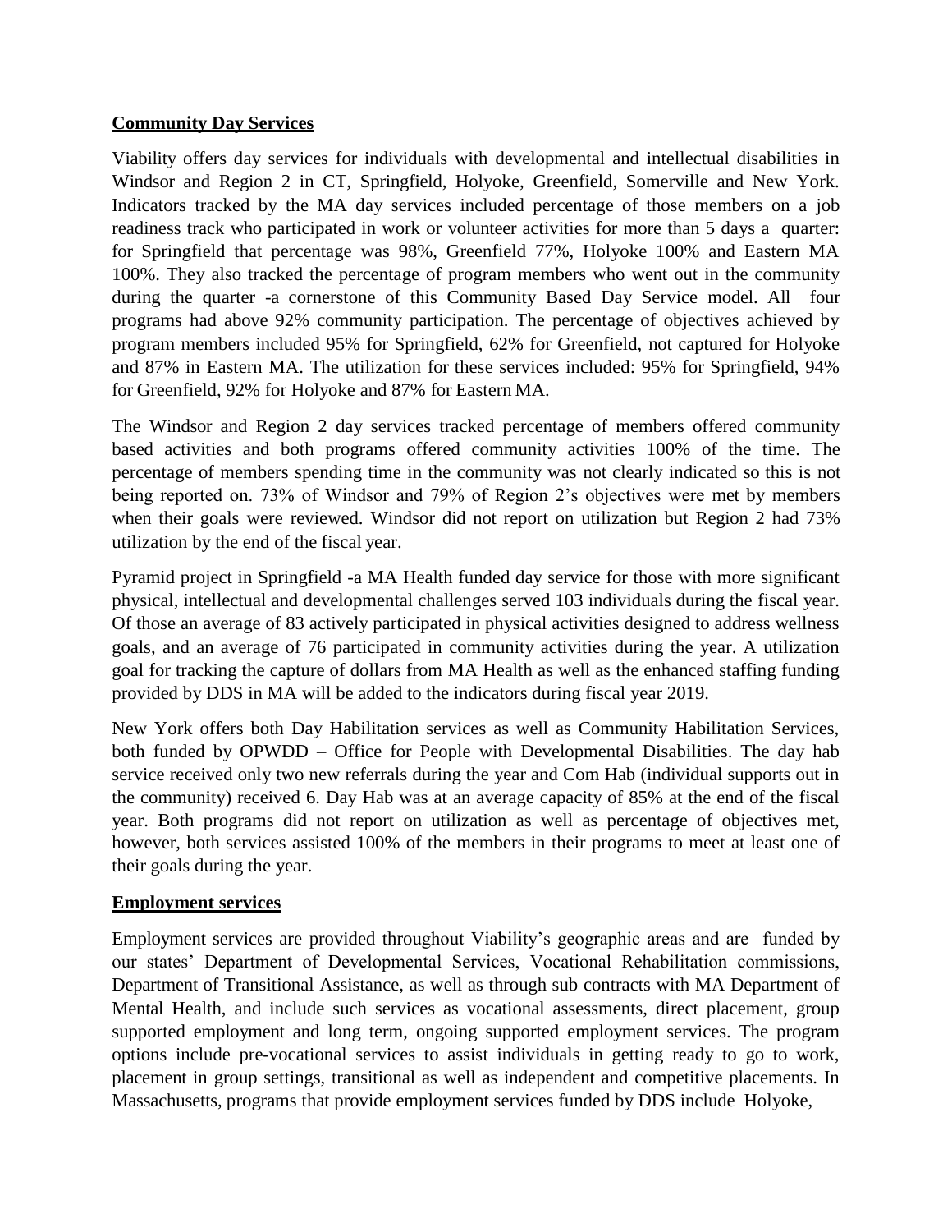**Community Day Services**

Viability offers day services for individuals with developmental and intellectual disabilities in Windsor and Region 2 in CT, Springfield, Holyoke, Greenfield, Somerville and New York. Indicators tracked by the MA day services included percentage of those members on a job readiness track who participated in work or volunteer activities for more than 5 days a quarter: for Springfield that percentage was 98%, Greenfield 77%, Holyoke 100% and Eastern MA 100%. They also tracked the percentage of program members who went out in the community during the quarter -a cornerstone of this Community Based Day Service model. All four programs had above 92% community participation. The percentage of objectives achieved by program members included 95% for Springfield, 62% for Greenfield, not captured for Holyoke and 87% in Eastern MA. The utilization for these services included: 95% for Springfield, 94% for Greenfield, 92% for Holyoke and 87% for Eastern MA.

The Windsor and Region 2 day services tracked percentage of members offered community based activities and both programs offered community activities 100% of the time. The percentage of members spending time in the community was not clearly indicated so this is not being reported on. 73% of Windsor and 79% of Region 2's objectives were met by members when their goals were reviewed. Windsor did not report on utilization but Region 2 had 73% utilization by the end of the fiscal year.

Pyramid project in Springfield -a MA Health funded day service for those with more significant physical, intellectual and developmental challenges served 103 individuals during the fiscal year. Of those an average of 83 actively participated in physical activities designed to address wellness goals, and an average of 76 participated in community activities during the year. A utilization goal for tracking the capture of dollars from MA Health as well as the enhanced staffing funding provided by DDS in MA will be added to the indicators during fiscal year 2019.

New York offers both Day Habilitation services as well as Community Habilitation Services, both funded by OPWDD – Office for People with Developmental Disabilities. The day hab service received only two new referrals during the year and Com Hab (individual supports out in the community) received 6. Day Hab was at an average capacity of 85% at the end of the fiscal year. Both programs did not report on utilization as well as percentage of objectives met, however, both services assisted 100% of the members in their programs to meet at least one of their goals during the year.

**Employment services**

Employment services are provided throughout Viability's geographic areas and are funded by our states' Department of Developmental Services, Vocational Rehabilitation commissions, Department of Transitional Assistance, as well as through sub contracts with MA Department of Mental Health, and include such services as vocational assessments, direct placement, group supported employment and long term, ongoing supported employment services. The program options include pre-vocational services to assist individuals in getting ready to go to work, placement in group settings, transitional as well as independent and competitive placements. In Massachusetts, programs that provide employment services funded by DDS include Holyoke,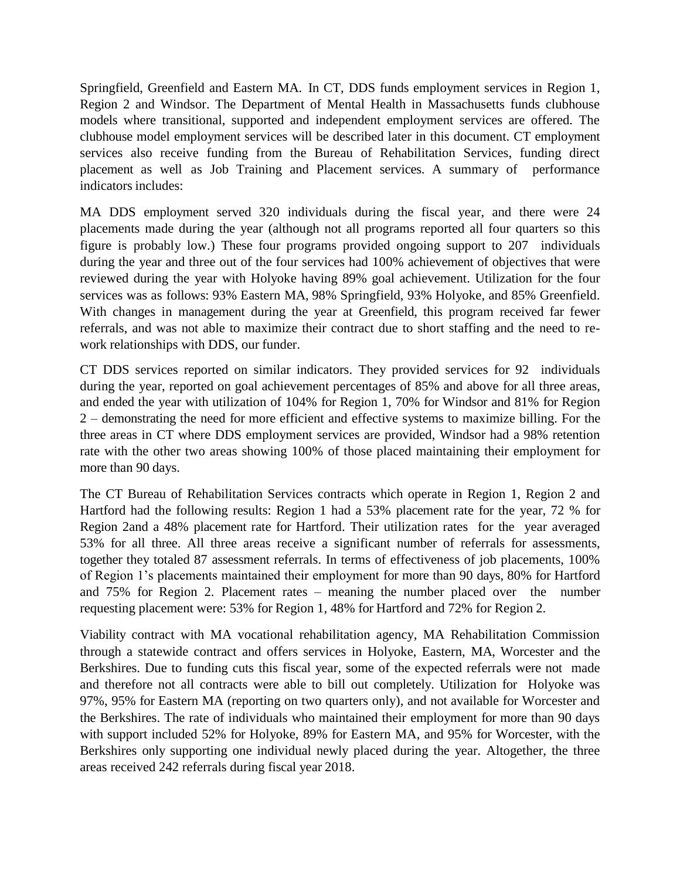Springfield, Greenfield and Eastern MA. In CT, DDS funds employment services in Region 1, Region 2 and Windsor. The Department of Mental Health in Massachusetts funds clubhouse models where transitional, supported and independent employment services are offered. The clubhouse model employment services will be described later in this document. CT employment services also receive funding from the Bureau of Rehabilitation Services, funding direct placement as well as Job Training and Placement services. A summary of performance indicators includes:

MA DDS employment served 320 individuals during the fiscal year, and there were 24 placements made during the year (although not all programs reported all four quarters so this figure is probably low.) These four programs provided ongoing support to 207 individuals during the year and three out of the four services had 100% achievement of objectives that were reviewed during the year with Holyoke having 89% goal achievement. Utilization for the four services was as follows: 93% Eastern MA, 98% Springfield, 93% Holyoke, and 85% Greenfield. With changes in management during the year at Greenfield, this program received far fewer referrals, and was not able to maximize their contract due to short staffing and the need to re-work relationships with DDS, our funder.

CT DDS services reported on similar indicators. They provided services for 92 individuals during the year, reported on goal achievement percentages of 85% and above for all three areas, and ended the year with utilization of 104% for Region 1, 70% for Windsor and 81% for Region 2 – demonstrating the need for more efficient and effective systems to maximize billing. For the three areas in CT where DDS employment services are provided, Windsor had a 98% retention rate with the other two areas showing 100% of those placed maintaining their employment for more than 90 days.

The CT Bureau of Rehabilitation Services contracts which operate in Region 1, Region 2 and Hartford had the following results: Region 1 had a 53% placement rate for the year, 72 % for Region 2and a 48% placement rate for Hartford. Their utilization rates for the year averaged 53% for all three. All three areas receive a significant number of referrals for assessments, together they totaled 87 assessment referrals. In terms of effectiveness of job placements, 100% of Region 1's placements maintained their employment for more than 90 days, 80% for Hartford and 75% for Region 2. Placement rates – meaning the number placed over the number requesting placement were: 53% for Region 1, 48% for Hartford and 72% for Region 2.

Viability contract with MA vocational rehabilitation agency, MA Rehabilitation Commission through a statewide contract and offers services in Holyoke, Eastern, MA, Worcester and the Berkshires. Due to funding cuts this fiscal year, some of the expected referrals were not made and therefore not all contracts were able to bill out completely. Utilization for Holyoke was 97%, 95% for Eastern MA (reporting on two quarters only), and not available for Worcester and the Berkshires. The rate of individuals who maintained their employment for more than 90 days with support included 52% for Holyoke, 89% for Eastern MA, and 95% for Worcester, with the Berkshires only supporting one individual newly placed during the year. Altogether, the three areas received 242 referrals during fiscal year 2018.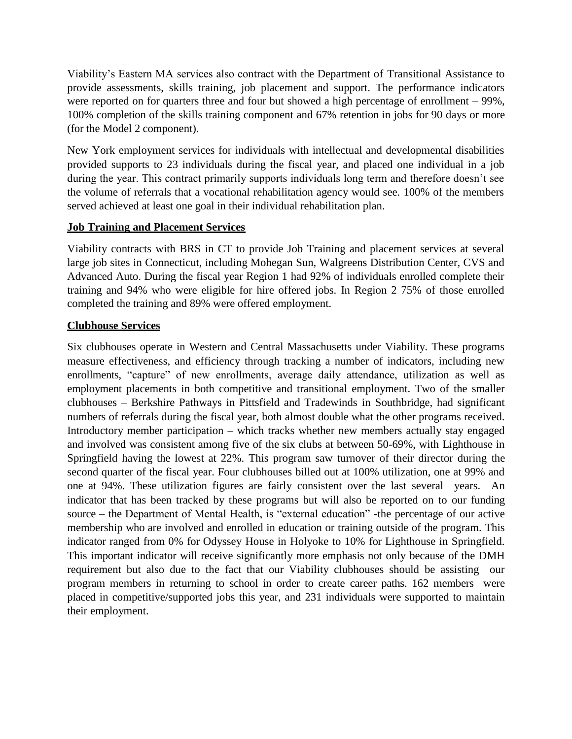Viability's Eastern MA services also contract with the Department of Transitional Assistance to provide assessments, skills training, job placement and support. The performance indicators were reported on for quarters three and four but showed a high percentage of enrollment – 99%, 100% completion of the skills training component and 67% retention in jobs for 90 days or more (for the Model 2 component).

New York employment services for individuals with intellectual and developmental disabilities provided supports to 23 individuals during the fiscal year, and placed one individual in a job during the year. This contract primarily supports individuals long term and therefore doesn't see the volume of referrals that a vocational rehabilitation agency would see. 100% of the members served achieved at least one goal in their individual rehabilitation plan.

**Job Training and Placement Services**

Viability contracts with BRS in CT to provide Job Training and placement services at several large job sites in Connecticut, including Mohegan Sun, Walgreens Distribution Center, CVS and Advanced Auto. During the fiscal year Region 1 had 92% of individuals enrolled complete their training and 94% who were eligible for hire offered jobs. In Region 2 75% of those enrolled completed the training and 89% were offered employment.

**Clubhouse Services**

Six clubhouses operate in Western and Central Massachusetts under Viability. These programs measure effectiveness, and efficiency through tracking a number of indicators, including new enrollments, "capture" of new enrollments, average daily attendance, utilization as well as employment placements in both competitive and transitional employment. Two of the smaller clubhouses – Berkshire Pathways in Pittsfield and Tradewinds in Southbridge, had significant numbers of referrals during the fiscal year, both almost double what the other programs received. Introductory member participation – which tracks whether new members actually stay engaged and involved was consistent among five of the six clubs at between 50-69%, with Lighthouse in Springfield having the lowest at 22%. This program saw turnover of their director during the second quarter of the fiscal year. Four clubhouses billed out at 100% utilization, one at 99% and one at 94%. These utilization figures are fairly consistent over the last several years. An indicator that has been tracked by these programs but will also be reported on to our funding source – the Department of Mental Health, is "external education" -the percentage of our active membership who are involved and enrolled in education or training outside of the program. This indicator ranged from 0% for Odyssey House in Holyoke to 10% for Lighthouse in Springfield. This important indicator will receive significantly more emphasis not only because of the DMH requirement but also due to the fact that our Viability clubhouses should be assisting our program members in returning to school in order to create career paths. 162 members were placed in competitive/supported jobs this year, and 231 individuals were supported to maintain their employment.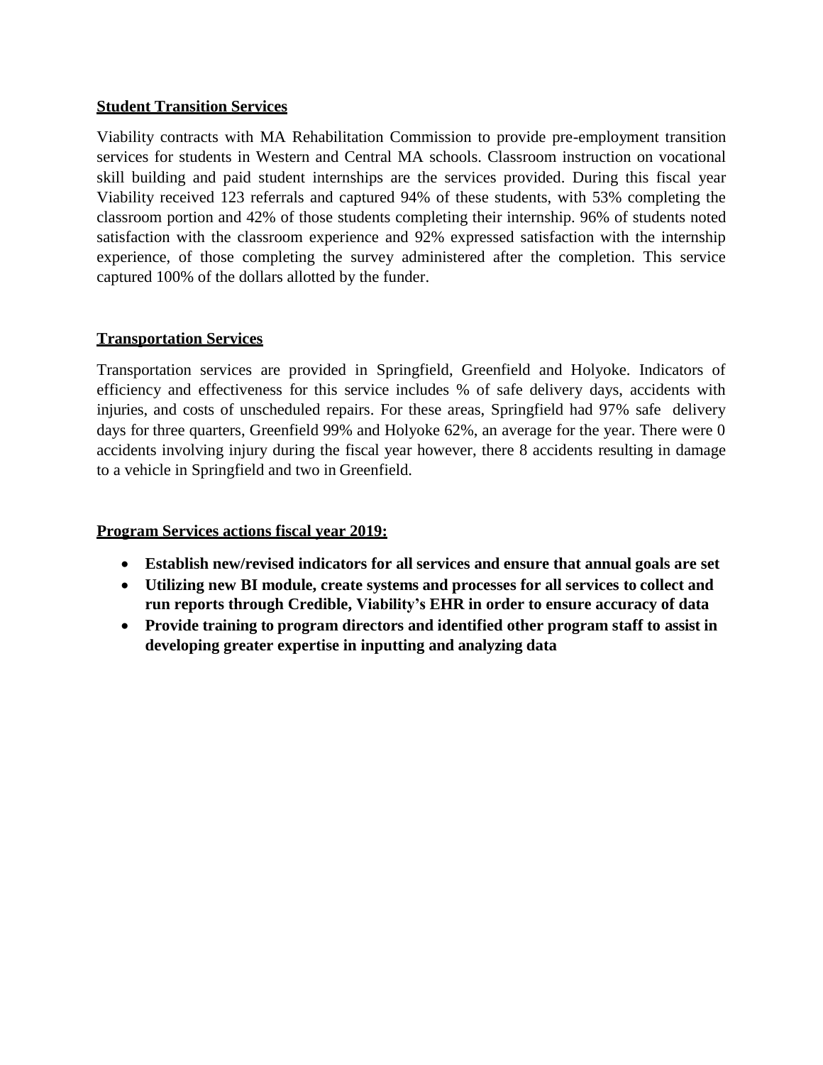**Student Transition Services**

Viability contracts with MA Rehabilitation Commission to provide pre-employment transition services for students in Western and Central MA schools. Classroom instruction on vocational skill building and paid student internships are the services provided. During this fiscal year Viability received 123 referrals and captured 94% of these students, with 53% completing the classroom portion and 42% of those students completing their internship. 96% of students noted satisfaction with the classroom experience and 92% expressed satisfaction with the internship experience, of those completing the survey administered after the completion. This service captured 100% of the dollars allotted by the funder.

**Transportation Services**

Transportation services are provided in Springfield, Greenfield and Holyoke. Indicators of efficiency and effectiveness for this service includes % of safe delivery days, accidents with injuries, and costs of unscheduled repairs. For these areas, Springfield had 97% safe delivery days for three quarters, Greenfield 99% and Holyoke 62%, an average for the year. There were 0 accidents involving injury during the fiscal year however, there 8 accidents resulting in damage to a vehicle in Springfield and two in Greenfield.

**Program Services actions fiscal year 2019:**

- **Establish new/revised indicators for all services and ensure that annual goals are set**
- **Utilizing new BI module, create systems and processes for all services to collect and run reports through Credible, Viability's EHR in order to ensure accuracy of data**
- **Provide training to program directors and identified other program staff to assist in developing greater expertise in inputting and analyzing data**